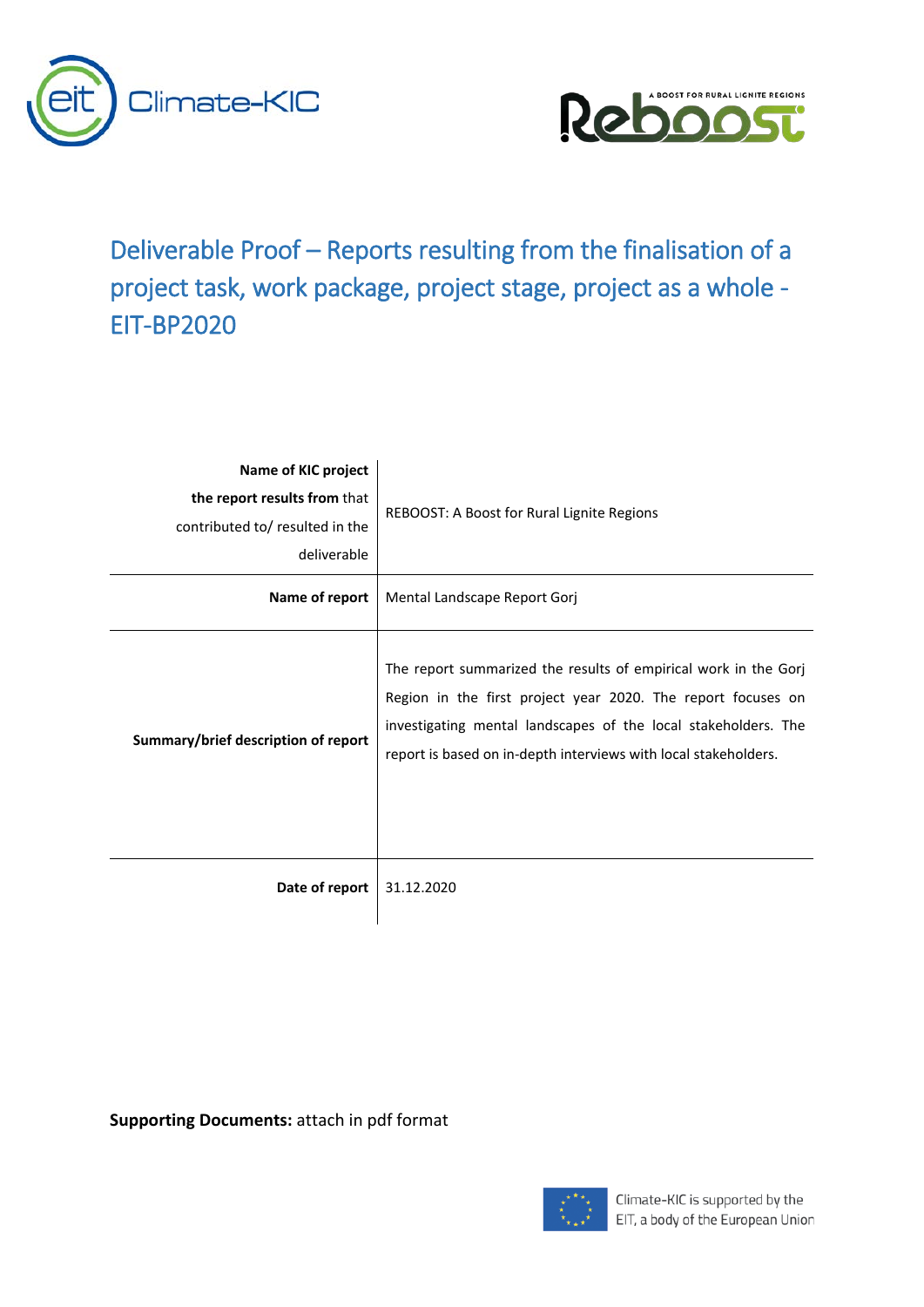# Deliverable Proof – Reports resulting from the finalisation of a project task, work package, project stage, project as a whole - EIT-BP2020

| | |
|---|---|
| **Name of KIC project the report results from** that contributed to/ resulted in the deliverable | REBOOST: A Boost for Rural Lignite Regions |
| **Name of report** | Mental Landscape Report Gorj |
| **Summary/brief description of report** | The report summarized the results of empirical work in the Gorj Region in the first project year 2020. The report focuses on investigating mental landscapes of the local stakeholders. The report is based on in-depth interviews with local stakeholders. |
| **Date of report** | 31.12.2020 |

**Supporting Documents:** attach in pdf format

Climate-KIC is supported by the EIT, a body of the European Union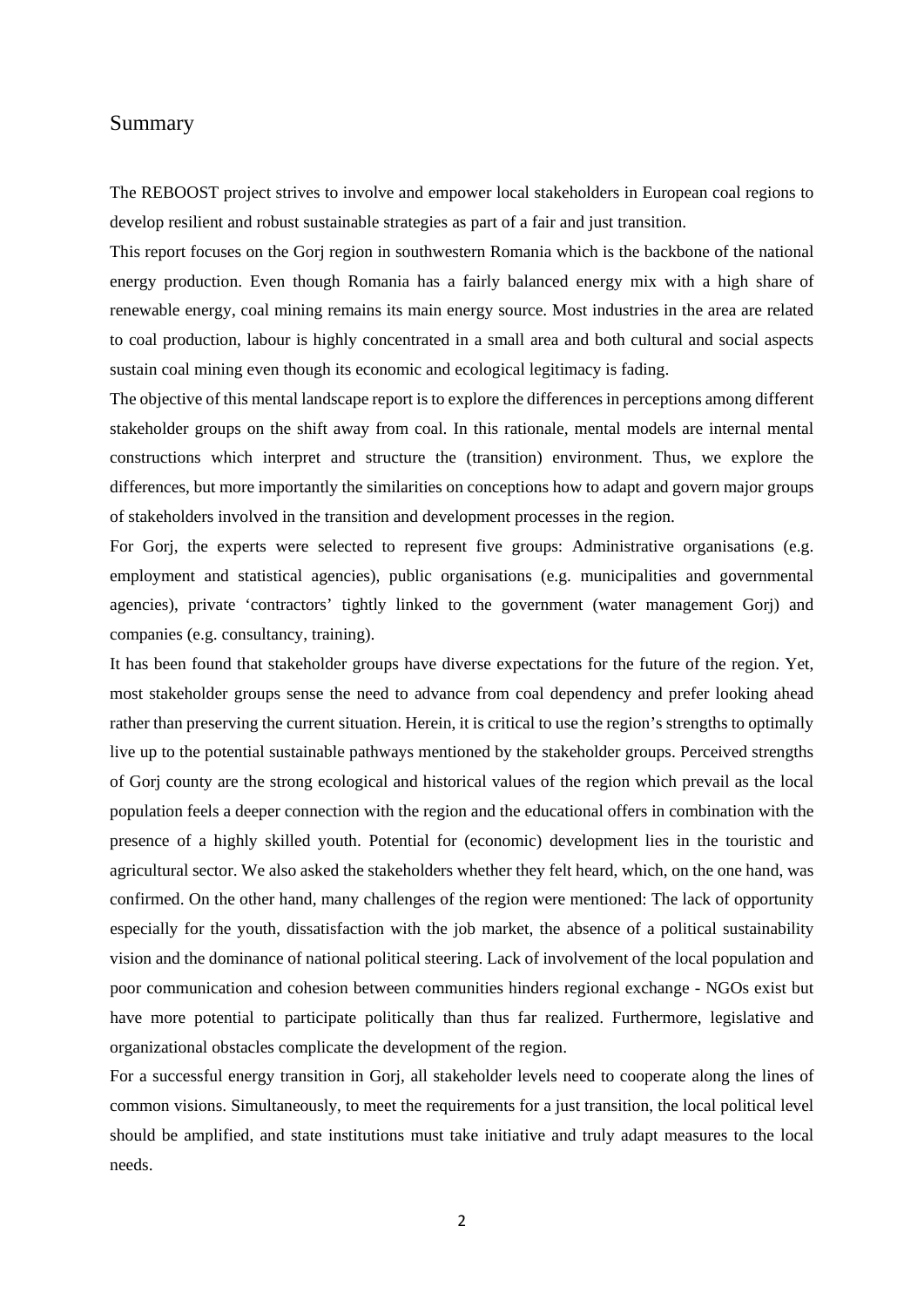# Summary

The REBOOST project strives to involve and empower local stakeholders in European coal regions to develop resilient and robust sustainable strategies as part of a fair and just transition.

This report focuses on the Gorj region in southwestern Romania which is the backbone of the national energy production. Even though Romania has a fairly balanced energy mix with a high share of renewable energy, coal mining remains its main energy source. Most industries in the area are related to coal production, labour is highly concentrated in a small area and both cultural and social aspects sustain coal mining even though its economic and ecological legitimacy is fading.

The objective of this mental landscape report is to explore the differences in perceptions among different stakeholder groups on the shift away from coal. In this rationale, mental models are internal mental constructions which interpret and structure the (transition) environment. Thus, we explore the differences, but more importantly the similarities on conceptions how to adapt and govern major groups of stakeholders involved in the transition and development processes in the region.

For Gorj, the experts were selected to represent five groups: Administrative organisations (e.g. employment and statistical agencies), public organisations (e.g. municipalities and governmental agencies), private 'contractors' tightly linked to the government (water management Gorj) and companies (e.g. consultancy, training).

It has been found that stakeholder groups have diverse expectations for the future of the region. Yet, most stakeholder groups sense the need to advance from coal dependency and prefer looking ahead rather than preserving the current situation. Herein, it is critical to use the region's strengths to optimally live up to the potential sustainable pathways mentioned by the stakeholder groups. Perceived strengths of Gorj county are the strong ecological and historical values of the region which prevail as the local population feels a deeper connection with the region and the educational offers in combination with the presence of a highly skilled youth. Potential for (economic) development lies in the touristic and agricultural sector. We also asked the stakeholders whether they felt heard, which, on the one hand, was confirmed. On the other hand, many challenges of the region were mentioned: The lack of opportunity especially for the youth, dissatisfaction with the job market, the absence of a political sustainability vision and the dominance of national political steering. Lack of involvement of the local population and poor communication and cohesion between communities hinders regional exchange - NGOs exist but have more potential to participate politically than thus far realized. Furthermore, legislative and organizational obstacles complicate the development of the region.

For a successful energy transition in Gorj, all stakeholder levels need to cooperate along the lines of common visions. Simultaneously, to meet the requirements for a just transition, the local political level should be amplified, and state institutions must take initiative and truly adapt measures to the local needs.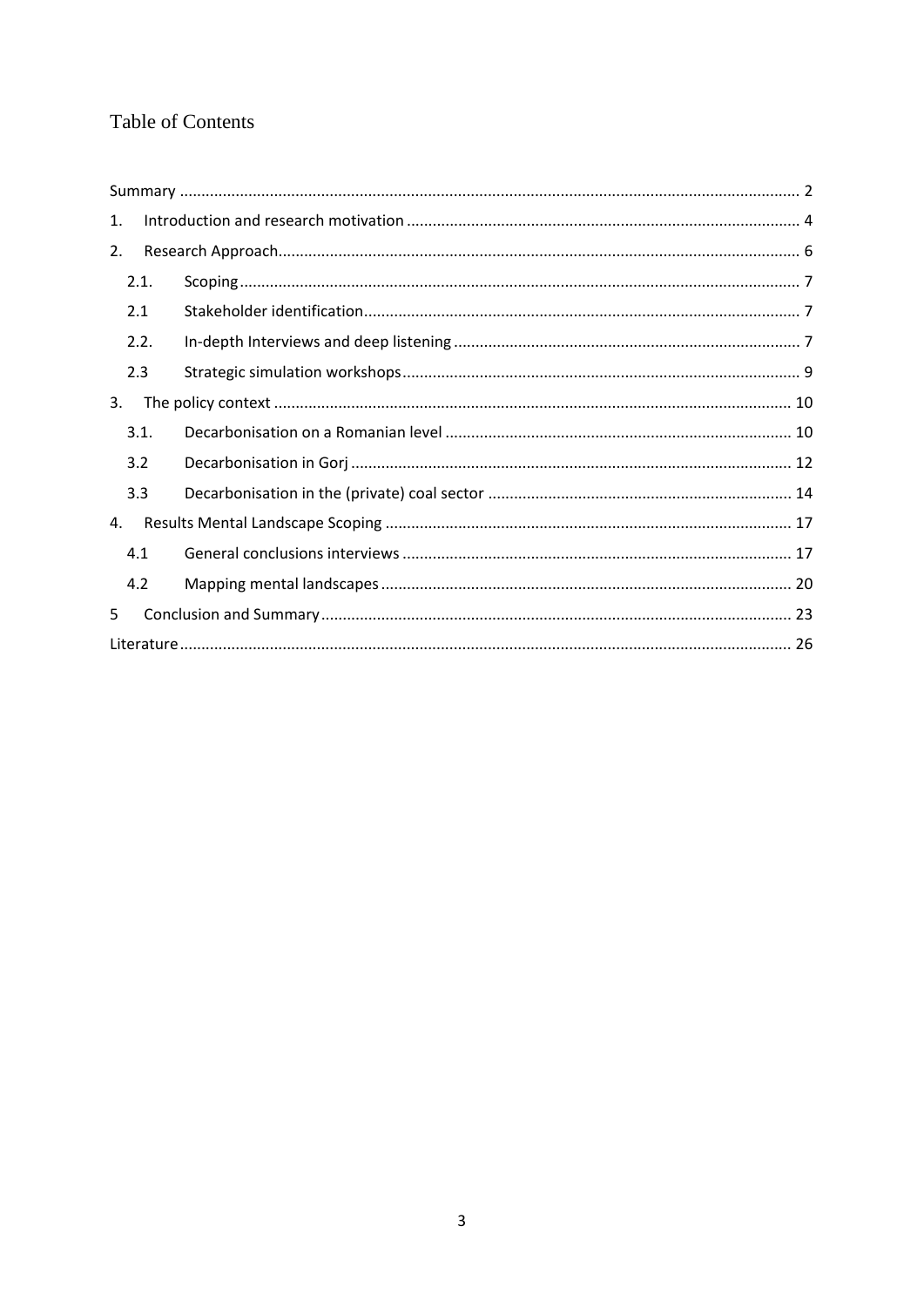# Table of Contents

Summary ........................................................................................................................................ 2

1. Introduction and research motivation ........................................................................................ 4

2. Research Approach ...................................................................................................................... 6

    2.1. Scoping .................................................................................................................................. 7

    2.1 Stakeholder identification ..................................................................................................... 7

    2.2. In-depth Interviews and deep listening ................................................................................ 7

    2.3 Strategic simulation workshops ............................................................................................ 9

3. The policy context ...................................................................................................................... 10

    3.1. Decarbonisation on a Romanian level ................................................................................ 10

    3.2 Decarbonisation in Gorj ....................................................................................................... 12

    3.3 Decarbonisation in the (private) coal sector ....................................................................... 14

4. Results Mental Landscape Scoping ............................................................................................ 17

    4.1 General conclusions interviews .......................................................................................... 17

    4.2 Mapping mental landscapes ............................................................................................... 20

5 Conclusion and Summary ............................................................................................................ 23

Literature ........................................................................................................................................ 26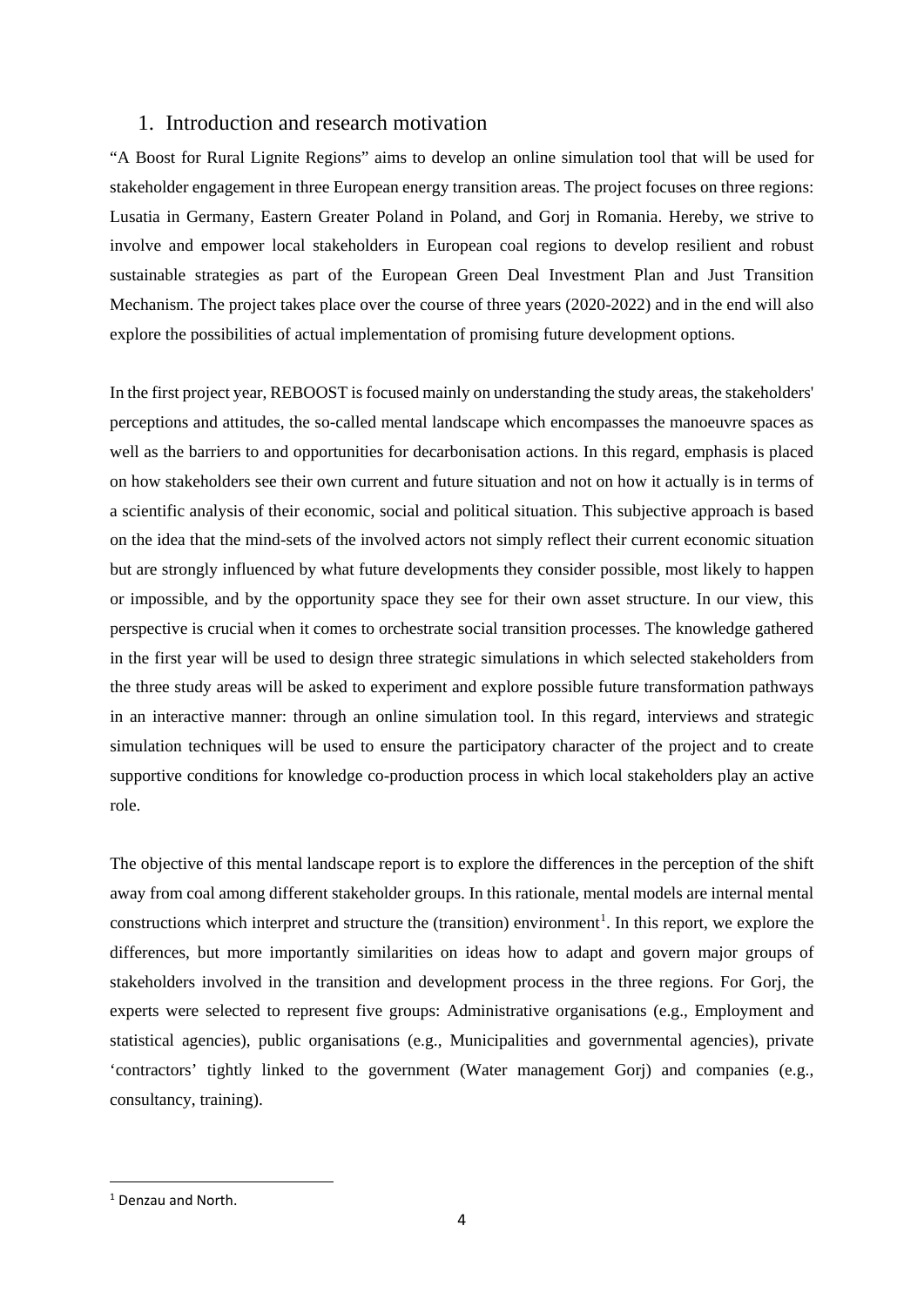## 1. Introduction and research motivation

"A Boost for Rural Lignite Regions" aims to develop an online simulation tool that will be used for stakeholder engagement in three European energy transition areas. The project focuses on three regions: Lusatia in Germany, Eastern Greater Poland in Poland, and Gorj in Romania. Hereby, we strive to involve and empower local stakeholders in European coal regions to develop resilient and robust sustainable strategies as part of the European Green Deal Investment Plan and Just Transition Mechanism. The project takes place over the course of three years (2020-2022) and in the end will also explore the possibilities of actual implementation of promising future development options.

In the first project year, REBOOST is focused mainly on understanding the study areas, the stakeholders' perceptions and attitudes, the so-called mental landscape which encompasses the manoeuvre spaces as well as the barriers to and opportunities for decarbonisation actions. In this regard, emphasis is placed on how stakeholders see their own current and future situation and not on how it actually is in terms of a scientific analysis of their economic, social and political situation. This subjective approach is based on the idea that the mind-sets of the involved actors not simply reflect their current economic situation but are strongly influenced by what future developments they consider possible, most likely to happen or impossible, and by the opportunity space they see for their own asset structure. In our view, this perspective is crucial when it comes to orchestrate social transition processes. The knowledge gathered in the first year will be used to design three strategic simulations in which selected stakeholders from the three study areas will be asked to experiment and explore possible future transformation pathways in an interactive manner: through an online simulation tool. In this regard, interviews and strategic simulation techniques will be used to ensure the participatory character of the project and to create supportive conditions for knowledge co-production process in which local stakeholders play an active role.

The objective of this mental landscape report is to explore the differences in the perception of the shift away from coal among different stakeholder groups. In this rationale, mental models are internal mental constructions which interpret and structure the (transition) environment[1]. In this report, we explore the differences, but more importantly similarities on ideas how to adapt and govern major groups of stakeholders involved in the transition and development process in the three regions. For Gorj, the experts were selected to represent five groups: Administrative organisations (e.g., Employment and statistical agencies), public organisations (e.g., Municipalities and governmental agencies), private 'contractors' tightly linked to the government (Water management Gorj) and companies (e.g., consultancy, training).

---

[1] Denzau and North.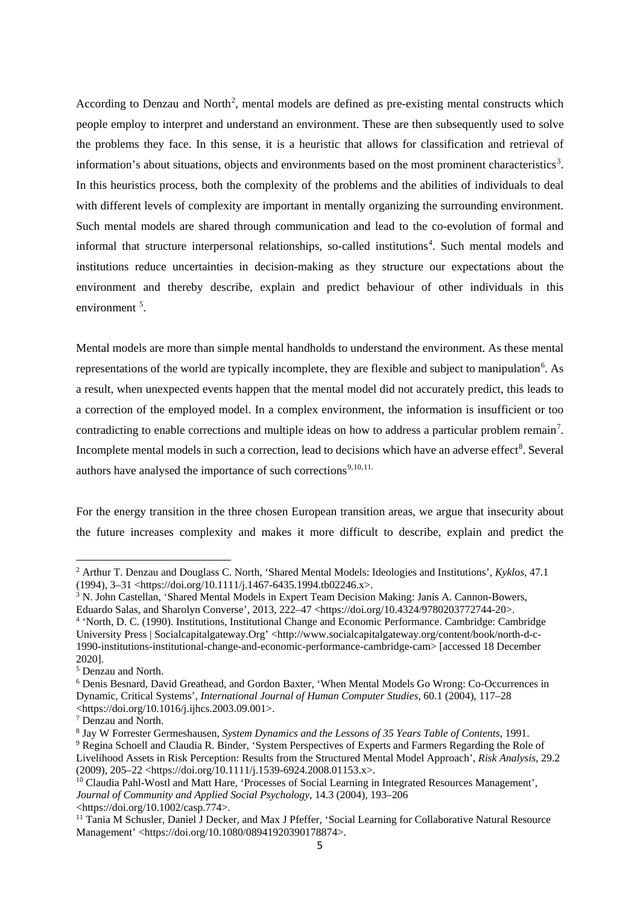According to Denzau and North[2], mental models are defined as pre-existing mental constructs which people employ to interpret and understand an environment. These are then subsequently used to solve the problems they face. In this sense, it is a heuristic that allows for classification and retrieval of information's about situations, objects and environments based on the most prominent characteristics[3]. In this heuristics process, both the complexity of the problems and the abilities of individuals to deal with different levels of complexity are important in mentally organizing the surrounding environment. Such mental models are shared through communication and lead to the co-evolution of formal and informal that structure interpersonal relationships, so-called institutions[4]. Such mental models and institutions reduce uncertainties in decision-making as they structure our expectations about the environment and thereby describe, explain and predict behaviour of other individuals in this environment [5].

Mental models are more than simple mental handholds to understand the environment. As these mental representations of the world are typically incomplete, they are flexible and subject to manipulation[6]. As a result, when unexpected events happen that the mental model did not accurately predict, this leads to a correction of the employed model. In a complex environment, the information is insufficient or too contradicting to enable corrections and multiple ideas on how to address a particular problem remain[7]. Incomplete mental models in such a correction, lead to decisions which have an adverse effect[8]. Several authors have analysed the importance of such corrections[9,10,11].

For the energy transition in the three chosen European transition areas, we argue that insecurity about the future increases complexity and makes it more difficult to describe, explain and predict the

---

[2] Arthur T. Denzau and Douglass C. North, 'Shared Mental Models: Ideologies and Institutions', *Kyklos*, 47.1 (1994), 3–31 <https://doi.org/10.1111/j.1467-6435.1994.tb02246.x>.

[3] N. John Castellan, 'Shared Mental Models in Expert Team Decision Making: Janis A. Cannon-Bowers, Eduardo Salas, and Sharolyn Converse', 2013, 222–47 <https://doi.org/10.4324/9780203772744-20>.

[4] 'North, D. C. (1990). Institutions, Institutional Change and Economic Performance. Cambridge: Cambridge University Press | Socialcapitalgateway.Org' <http://www.socialcapitalgateway.org/content/book/north-d-c-1990-institutions-institutional-change-and-economic-performance-cambridge-cam> [accessed 18 December 2020].

[5] Denzau and North.

[6] Denis Besnard, David Greathead, and Gordon Baxter, 'When Mental Models Go Wrong: Co-Occurrences in Dynamic, Critical Systems', *International Journal of Human Computer Studies*, 60.1 (2004), 117–28 <https://doi.org/10.1016/j.ijhcs.2003.09.001>.

[7] Denzau and North.

[8] Jay W Forrester Germeshausen, *System Dynamics and the Lessons of 35 Years Table of Contents*, 1991.

[9] Regina Schoell and Claudia R. Binder, 'System Perspectives of Experts and Farmers Regarding the Role of Livelihood Assets in Risk Perception: Results from the Structured Mental Model Approach', *Risk Analysis*, 29.2 (2009), 205–22 <https://doi.org/10.1111/j.1539-6924.2008.01153.x>.

[10] Claudia Pahl-Wostl and Matt Hare, 'Processes of Social Learning in Integrated Resources Management', *Journal of Community and Applied Social Psychology*, 14.3 (2004), 193–206 <https://doi.org/10.1002/casp.774>.

[11] Tania M Schusler, Daniel J Decker, and Max J Pfeffer, 'Social Learning for Collaborative Natural Resource Management' <https://doi.org/10.1080/08941920390178874>.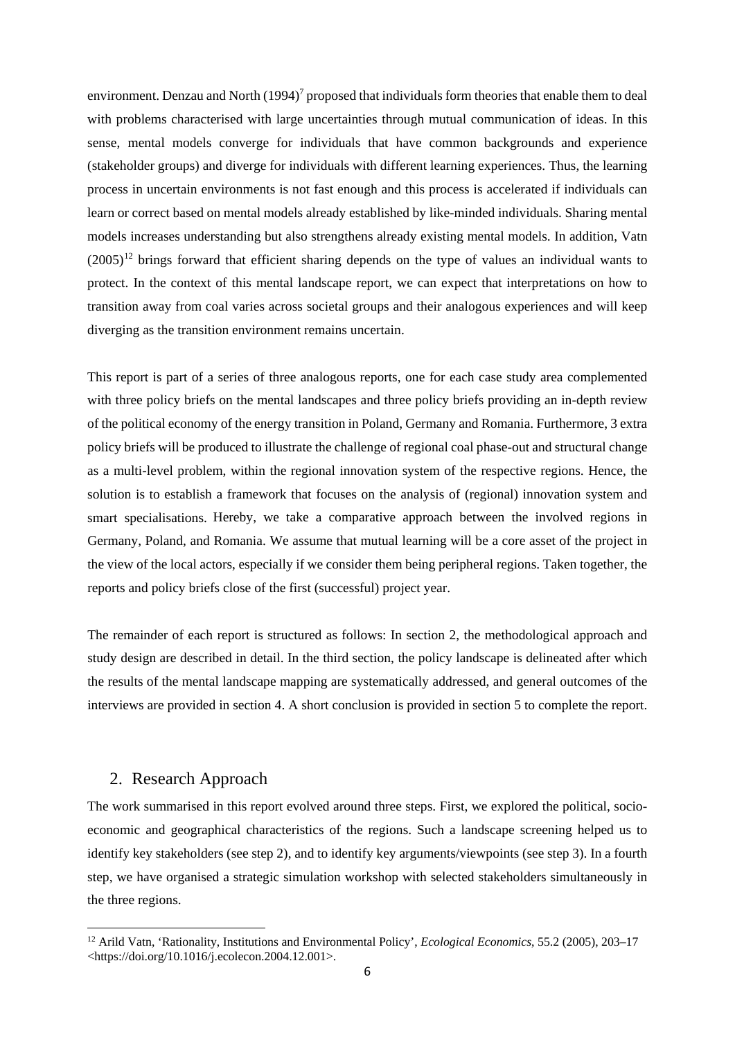environment. Denzau and North (1994)[7] proposed that individuals form theories that enable them to deal with problems characterised with large uncertainties through mutual communication of ideas. In this sense, mental models converge for individuals that have common backgrounds and experience (stakeholder groups) and diverge for individuals with different learning experiences. Thus, the learning process in uncertain environments is not fast enough and this process is accelerated if individuals can learn or correct based on mental models already established by like-minded individuals. Sharing mental models increases understanding but also strengthens already existing mental models. In addition, Vatn (2005)[12] brings forward that efficient sharing depends on the type of values an individual wants to protect. In the context of this mental landscape report, we can expect that interpretations on how to transition away from coal varies across societal groups and their analogous experiences and will keep diverging as the transition environment remains uncertain.

This report is part of a series of three analogous reports, one for each case study area complemented with three policy briefs on the mental landscapes and three policy briefs providing an in-depth review of the political economy of the energy transition in Poland, Germany and Romania. Furthermore, 3 extra policy briefs will be produced to illustrate the challenge of regional coal phase-out and structural change as a multi-level problem, within the regional innovation system of the respective regions. Hence, the solution is to establish a framework that focuses on the analysis of (regional) innovation system and smart specialisations. Hereby, we take a comparative approach between the involved regions in Germany, Poland, and Romania. We assume that mutual learning will be a core asset of the project in the view of the local actors, especially if we consider them being peripheral regions. Taken together, the reports and policy briefs close of the first (successful) project year.

The remainder of each report is structured as follows: In section 2, the methodological approach and study design are described in detail. In the third section, the policy landscape is delineated after which the results of the mental landscape mapping are systematically addressed, and general outcomes of the interviews are provided in section 4. A short conclusion is provided in section 5 to complete the report.

## 2. Research Approach

The work summarised in this report evolved around three steps. First, we explored the political, socio-economic and geographical characteristics of the regions. Such a landscape screening helped us to identify key stakeholders (see step 2), and to identify key arguments/viewpoints (see step 3). In a fourth step, we have organised a strategic simulation workshop with selected stakeholders simultaneously in the three regions.

---

[12] Arild Vatn, 'Rationality, Institutions and Environmental Policy', *Ecological Economics*, 55.2 (2005), 203–17 <https://doi.org/10.1016/j.ecolecon.2004.12.001>.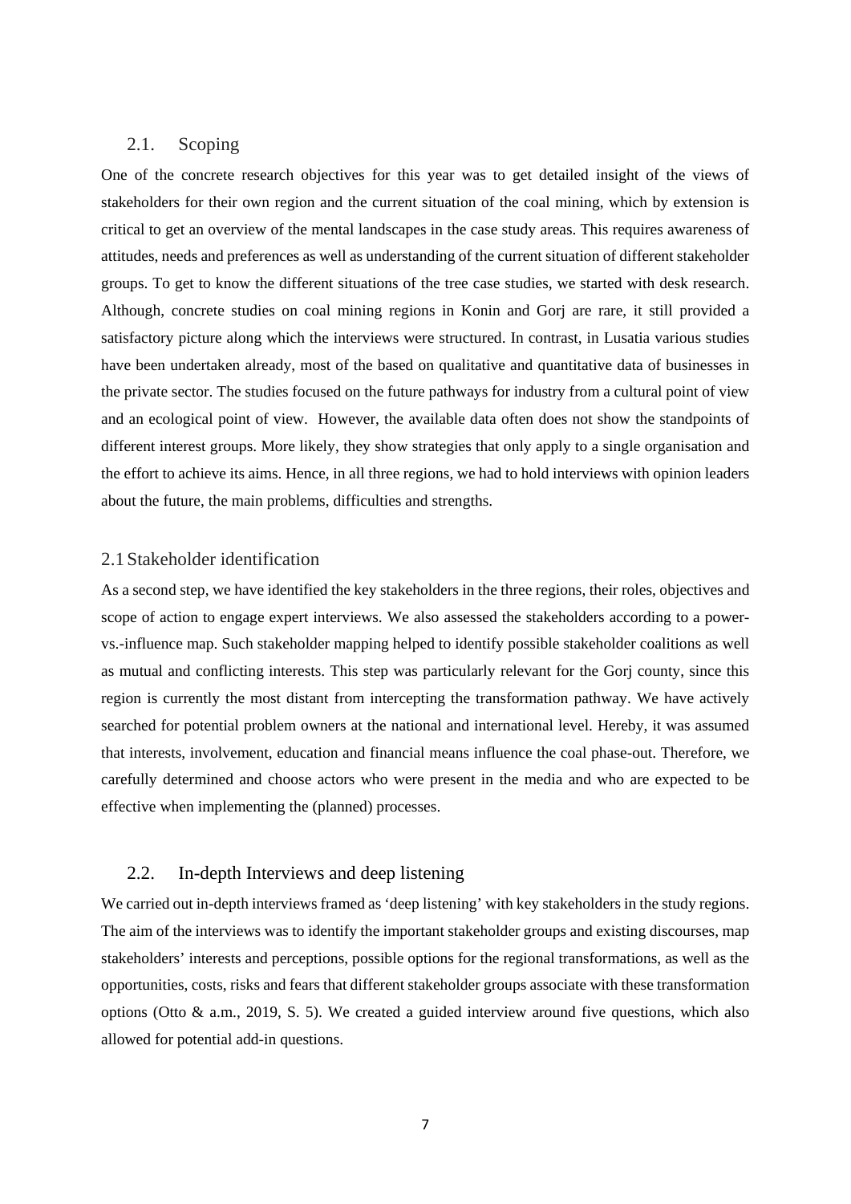## 2.1. Scoping

One of the concrete research objectives for this year was to get detailed insight of the views of stakeholders for their own region and the current situation of the coal mining, which by extension is critical to get an overview of the mental landscapes in the case study areas. This requires awareness of attitudes, needs and preferences as well as understanding of the current situation of different stakeholder groups. To get to know the different situations of the tree case studies, we started with desk research. Although, concrete studies on coal mining regions in Konin and Gorj are rare, it still provided a satisfactory picture along which the interviews were structured. In contrast, in Lusatia various studies have been undertaken already, most of the based on qualitative and quantitative data of businesses in the private sector. The studies focused on the future pathways for industry from a cultural point of view and an ecological point of view. However, the available data often does not show the standpoints of different interest groups. More likely, they show strategies that only apply to a single organisation and the effort to achieve its aims. Hence, in all three regions, we had to hold interviews with opinion leaders about the future, the main problems, difficulties and strengths.

## 2.1 Stakeholder identification

As a second step, we have identified the key stakeholders in the three regions, their roles, objectives and scope of action to engage expert interviews. We also assessed the stakeholders according to a power-vs.-influence map. Such stakeholder mapping helped to identify possible stakeholder coalitions as well as mutual and conflicting interests. This step was particularly relevant for the Gorj county, since this region is currently the most distant from intercepting the transformation pathway. We have actively searched for potential problem owners at the national and international level. Hereby, it was assumed that interests, involvement, education and financial means influence the coal phase-out. Therefore, we carefully determined and choose actors who were present in the media and who are expected to be effective when implementing the (planned) processes.

## 2.2. In-depth Interviews and deep listening

We carried out in-depth interviews framed as 'deep listening' with key stakeholders in the study regions. The aim of the interviews was to identify the important stakeholder groups and existing discourses, map stakeholders' interests and perceptions, possible options for the regional transformations, as well as the opportunities, costs, risks and fears that different stakeholder groups associate with these transformation options (Otto & a.m., 2019, S. 5). We created a guided interview around five questions, which also allowed for potential add-in questions.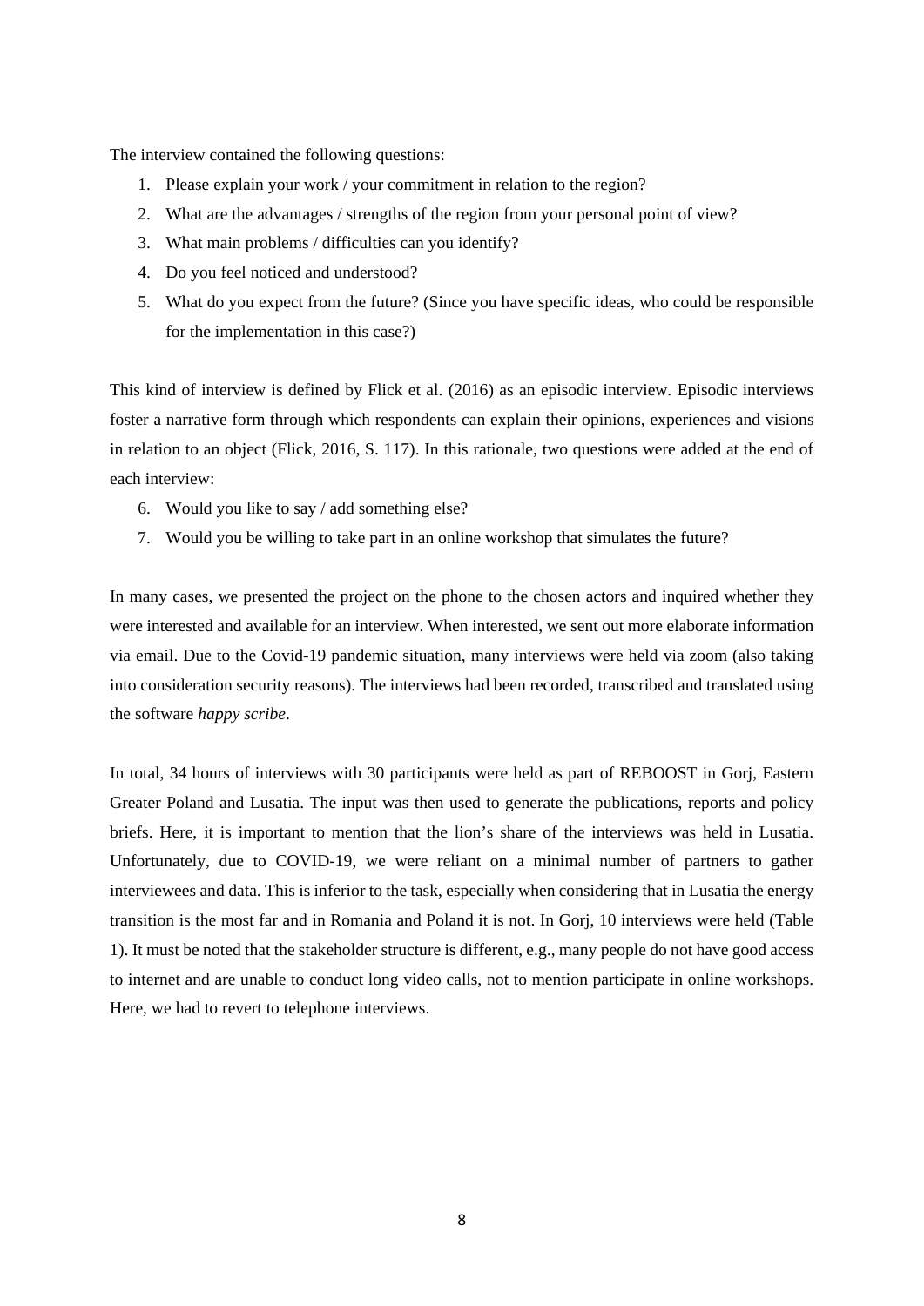The interview contained the following questions:

1. Please explain your work / your commitment in relation to the region?
2. What are the advantages / strengths of the region from your personal point of view?
3. What main problems / difficulties can you identify?
4. Do you feel noticed and understood?
5. What do you expect from the future? (Since you have specific ideas, who could be responsible for the implementation in this case?)

This kind of interview is defined by Flick et al. (2016) as an episodic interview. Episodic interviews foster a narrative form through which respondents can explain their opinions, experiences and visions in relation to an object (Flick, 2016, S. 117). In this rationale, two questions were added at the end of each interview:

6. Would you like to say / add something else?
7. Would you be willing to take part in an online workshop that simulates the future?

In many cases, we presented the project on the phone to the chosen actors and inquired whether they were interested and available for an interview. When interested, we sent out more elaborate information via email. Due to the Covid-19 pandemic situation, many interviews were held via zoom (also taking into consideration security reasons). The interviews had been recorded, transcribed and translated using the software *happy scribe*.

In total, 34 hours of interviews with 30 participants were held as part of REBOOST in Gorj, Eastern Greater Poland and Lusatia. The input was then used to generate the publications, reports and policy briefs. Here, it is important to mention that the lion's share of the interviews was held in Lusatia. Unfortunately, due to COVID-19, we were reliant on a minimal number of partners to gather interviewees and data. This is inferior to the task, especially when considering that in Lusatia the energy transition is the most far and in Romania and Poland it is not. In Gorj, 10 interviews were held (Table 1). It must be noted that the stakeholder structure is different, e.g., many people do not have good access to internet and are unable to conduct long video calls, not to mention participate in online workshops. Here, we had to revert to telephone interviews.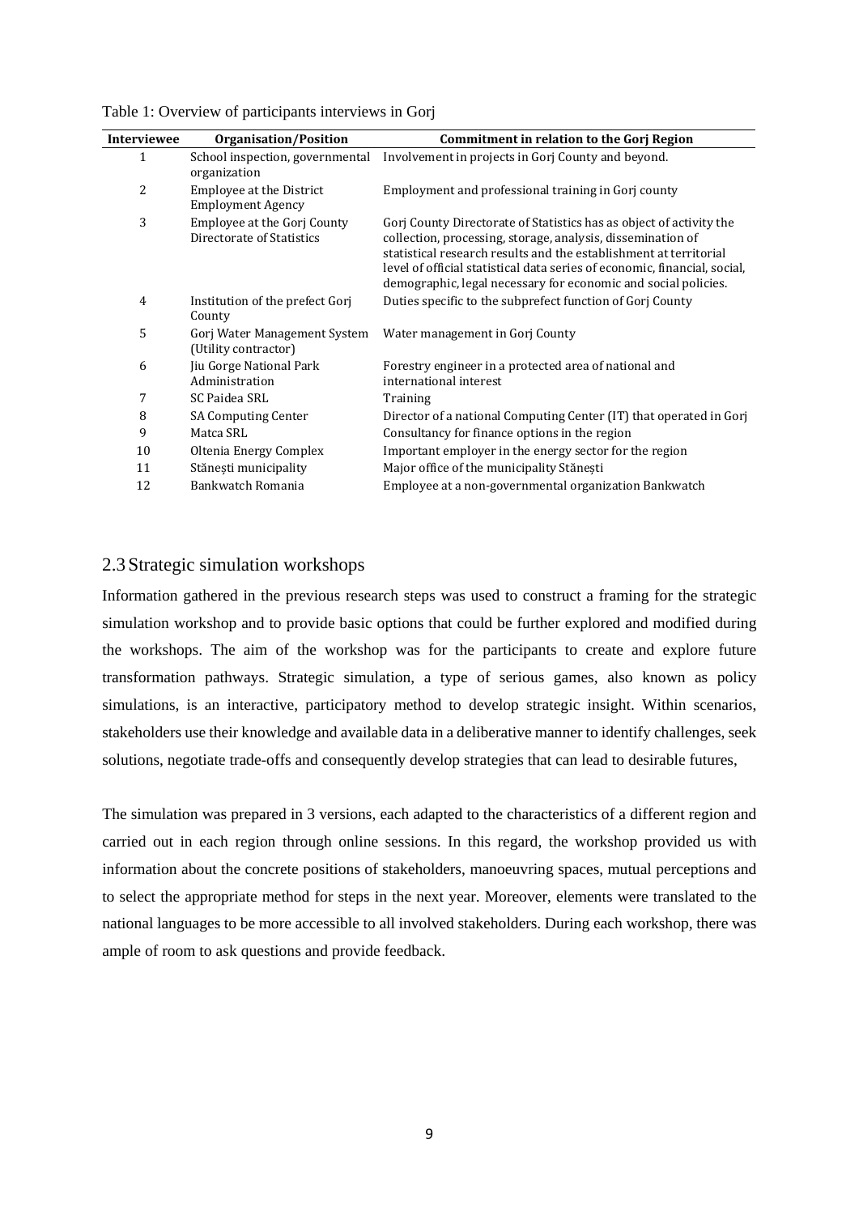Table 1: Overview of participants interviews in Gorj

| Interviewee | Organisation/Position | Commitment in relation to the Gorj Region |
| --- | --- | --- |
| 1 | School inspection, governmental organization | Involvement in projects in Gorj County and beyond. |
| 2 | Employee at the District Employment Agency | Employment and professional training in Gorj county |
| 3 | Employee at the Gorj County Directorate of Statistics | Gorj County Directorate of Statistics has as object of activity the collection, processing, storage, analysis, dissemination of statistical research results and the establishment at territorial level of official statistical data series of economic, financial, social, demographic, legal necessary for economic and social policies. |
| 4 | Institution of the prefect Gorj County | Duties specific to the subprefect function of Gorj County |
| 5 | Gorj Water Management System (Utility contractor) | Water management in Gorj County |
| 6 | Jiu Gorge National Park Administration | Forestry engineer in a protected area of national and international interest |
| 7 | SC Paidea SRL | Training |
| 8 | SA Computing Center | Director of a national Computing Center (IT) that operated in Gorj |
| 9 | Matca SRL | Consultancy for finance options in the region |
| 10 | Oltenia Energy Complex | Important employer in the energy sector for the region |
| 11 | Stănești municipality | Major office of the municipality Stănești |
| 12 | Bankwatch Romania | Employee at a non-governmental organization Bankwatch |

## 2.3 Strategic simulation workshops

Information gathered in the previous research steps was used to construct a framing for the strategic simulation workshop and to provide basic options that could be further explored and modified during the workshops. The aim of the workshop was for the participants to create and explore future transformation pathways. Strategic simulation, a type of serious games, also known as policy simulations, is an interactive, participatory method to develop strategic insight. Within scenarios, stakeholders use their knowledge and available data in a deliberative manner to identify challenges, seek solutions, negotiate trade-offs and consequently develop strategies that can lead to desirable futures,

The simulation was prepared in 3 versions, each adapted to the characteristics of a different region and carried out in each region through online sessions. In this regard, the workshop provided us with information about the concrete positions of stakeholders, manoeuvring spaces, mutual perceptions and to select the appropriate method for steps in the next year. Moreover, elements were translated to the national languages to be more accessible to all involved stakeholders. During each workshop, there was ample of room to ask questions and provide feedback.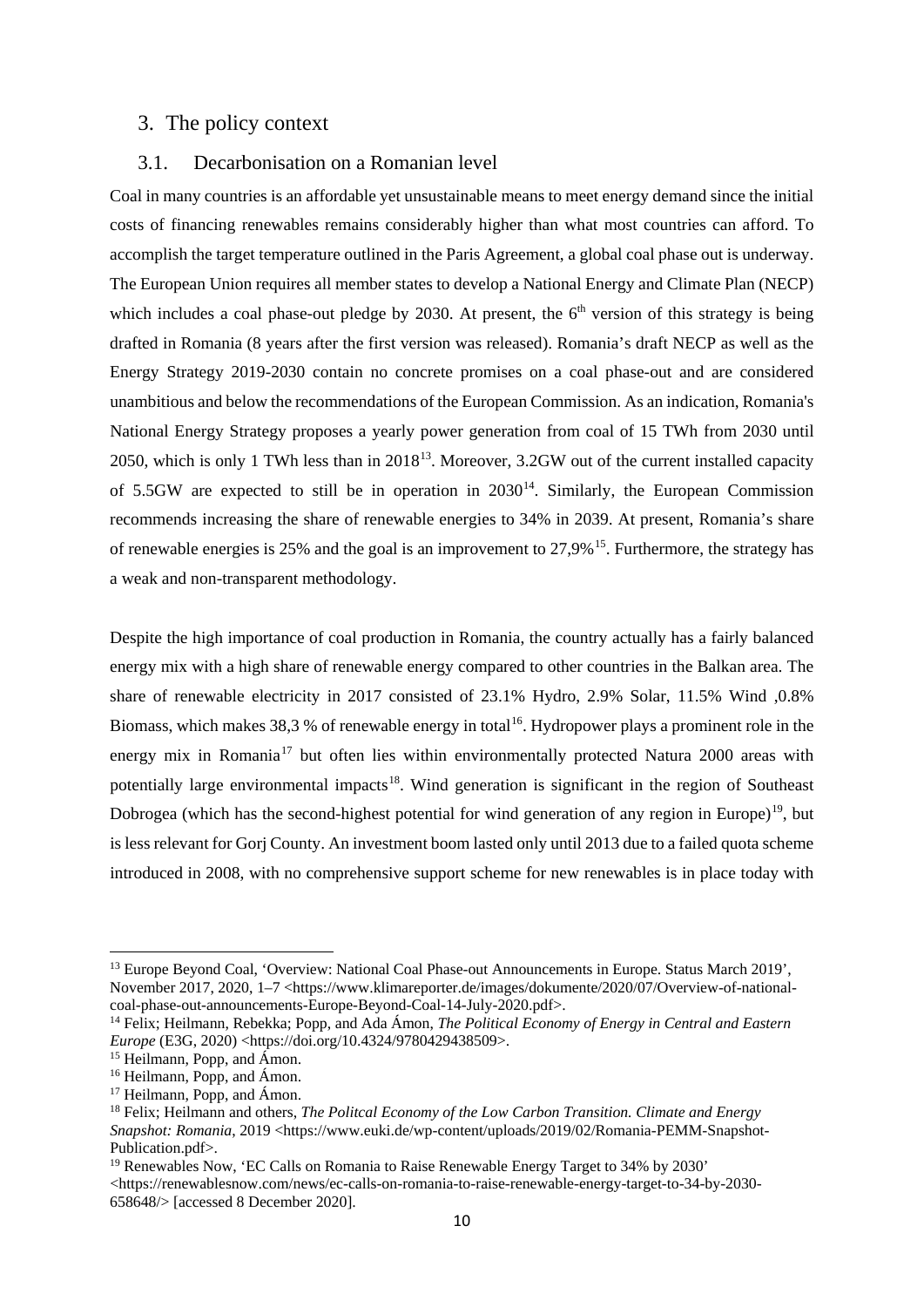## 3. The policy context

### 3.1. Decarbonisation on a Romanian level

Coal in many countries is an affordable yet unsustainable means to meet energy demand since the initial costs of financing renewables remains considerably higher than what most countries can afford. To accomplish the target temperature outlined in the Paris Agreement, a global coal phase out is underway. The European Union requires all member states to develop a National Energy and Climate Plan (NECP) which includes a coal phase-out pledge by 2030. At present, the 6th version of this strategy is being drafted in Romania (8 years after the first version was released). Romania's draft NECP as well as the Energy Strategy 2019-2030 contain no concrete promises on a coal phase-out and are considered unambitious and below the recommendations of the European Commission. As an indication, Romania's National Energy Strategy proposes a yearly power generation from coal of 15 TWh from 2030 until 2050, which is only 1 TWh less than in 2018[13]. Moreover, 3.2GW out of the current installed capacity of 5.5GW are expected to still be in operation in 2030[14]. Similarly, the European Commission recommends increasing the share of renewable energies to 34% in 2039. At present, Romania's share of renewable energies is 25% and the goal is an improvement to 27,9%[15]. Furthermore, the strategy has a weak and non-transparent methodology.

Despite the high importance of coal production in Romania, the country actually has a fairly balanced energy mix with a high share of renewable energy compared to other countries in the Balkan area. The share of renewable electricity in 2017 consisted of 23.1% Hydro, 2.9% Solar, 11.5% Wind ,0.8% Biomass, which makes 38,3 % of renewable energy in total[16]. Hydropower plays a prominent role in the energy mix in Romania[17] but often lies within environmentally protected Natura 2000 areas with potentially large environmental impacts[18]. Wind generation is significant in the region of Southeast Dobrogea (which has the second-highest potential for wind generation of any region in Europe)[19], but is less relevant for Gorj County. An investment boom lasted only until 2013 due to a failed quota scheme introduced in 2008, with no comprehensive support scheme for new renewables is in place today with

---

[13] Europe Beyond Coal, 'Overview: National Coal Phase-out Announcements in Europe. Status March 2019', November 2017, 2020, 1–7 <https://www.klimareporter.de/images/dokumente/2020/07/Overview-of-national-coal-phase-out-announcements-Europe-Beyond-Coal-14-July-2020.pdf>.

[14] Felix; Heilmann, Rebekka; Popp, and Ada Ámon, *The Political Economy of Energy in Central and Eastern Europe* (E3G, 2020) <https://doi.org/10.4324/9780429438509>.

[15] Heilmann, Popp, and Ámon.

[16] Heilmann, Popp, and Ámon.

[17] Heilmann, Popp, and Ámon.

[18] Felix; Heilmann and others, *The Politcal Economy of the Low Carbon Transition. Climate and Energy Snapshot: Romania*, 2019 <https://www.euki.de/wp-content/uploads/2019/02/Romania-PEMM-Snapshot-Publication.pdf>.

[19] Renewables Now, 'EC Calls on Romania to Raise Renewable Energy Target to 34% by 2030' <https://renewablesnow.com/news/ec-calls-on-romania-to-raise-renewable-energy-target-to-34-by-2030-658648/> [accessed 8 December 2020].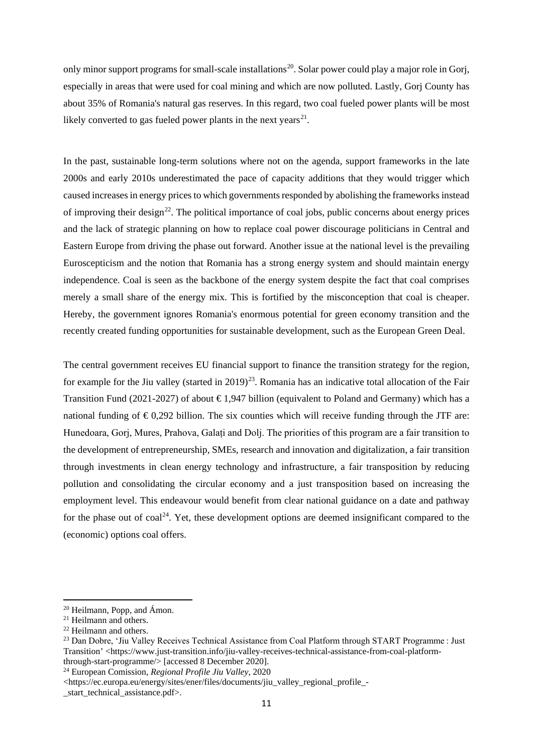only minor support programs for small-scale installations[20]. Solar power could play a major role in Gorj, especially in areas that were used for coal mining and which are now polluted. Lastly, Gorj County has about 35% of Romania's natural gas reserves. In this regard, two coal fueled power plants will be most likely converted to gas fueled power plants in the next years[21].

In the past, sustainable long-term solutions where not on the agenda, support frameworks in the late 2000s and early 2010s underestimated the pace of capacity additions that they would trigger which caused increases in energy prices to which governments responded by abolishing the frameworks instead of improving their design[22]. The political importance of coal jobs, public concerns about energy prices and the lack of strategic planning on how to replace coal power discourage politicians in Central and Eastern Europe from driving the phase out forward. Another issue at the national level is the prevailing Euroscepticism and the notion that Romania has a strong energy system and should maintain energy independence. Coal is seen as the backbone of the energy system despite the fact that coal comprises merely a small share of the energy mix. This is fortified by the misconception that coal is cheaper. Hereby, the government ignores Romania's enormous potential for green economy transition and the recently created funding opportunities for sustainable development, such as the European Green Deal.

The central government receives EU financial support to finance the transition strategy for the region, for example for the Jiu valley (started in 2019)[23]. Romania has an indicative total allocation of the Fair Transition Fund (2021-2027) of about € 1,947 billion (equivalent to Poland and Germany) which has a national funding of € 0,292 billion. The six counties which will receive funding through the JTF are: Hunedoara, Gorj, Mures, Prahova, Galați and Dolj. The priorities of this program are a fair transition to the development of entrepreneurship, SMEs, research and innovation and digitalization, a fair transition through investments in clean energy technology and infrastructure, a fair transposition by reducing pollution and consolidating the circular economy and a just transposition based on increasing the employment level. This endeavour would benefit from clear national guidance on a date and pathway for the phase out of coal[24]. Yet, these development options are deemed insignificant compared to the (economic) options coal offers.

---

[20] Heilmann, Popp, and Ámon.

[21] Heilmann and others.

[22] Heilmann and others.

[23] Dan Dobre, 'Jiu Valley Receives Technical Assistance from Coal Platform through START Programme : Just Transition' <https://www.just-transition.info/jiu-valley-receives-technical-assistance-from-coal-platform-through-start-programme/> [accessed 8 December 2020].

[24] European Comission, *Regional Profile Jiu Valley*, 2020 <https://ec.europa.eu/energy/sites/ener/files/documents/jiu_valley_regional_profile_-_start_technical_assistance.pdf>.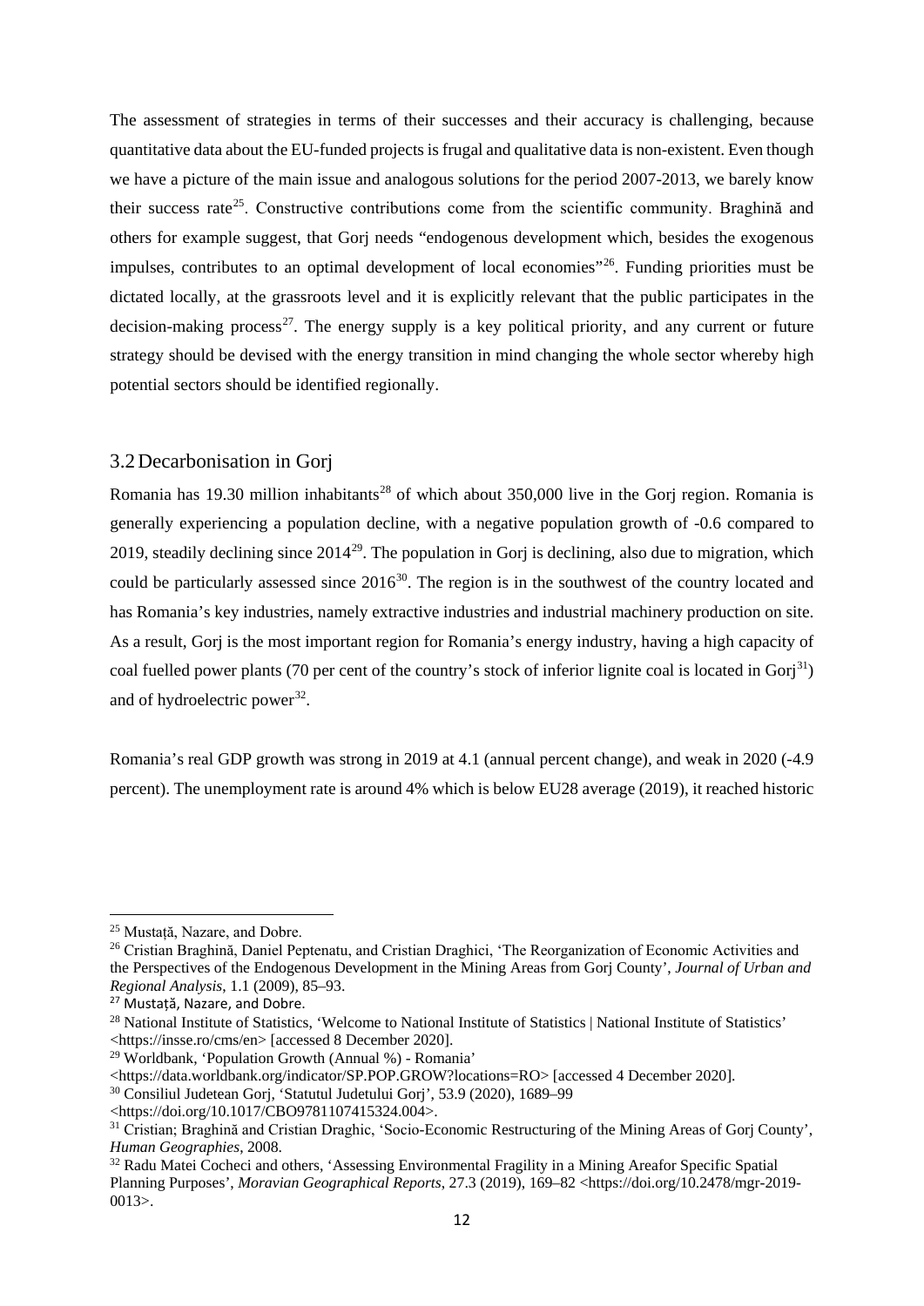The assessment of strategies in terms of their successes and their accuracy is challenging, because quantitative data about the EU-funded projects is frugal and qualitative data is non-existent. Even though we have a picture of the main issue and analogous solutions for the period 2007-2013, we barely know their success rate[25]. Constructive contributions come from the scientific community. Braghină and others for example suggest, that Gorj needs "endogenous development which, besides the exogenous impulses, contributes to an optimal development of local economies"[26]. Funding priorities must be dictated locally, at the grassroots level and it is explicitly relevant that the public participates in the decision-making process[27]. The energy supply is a key political priority, and any current or future strategy should be devised with the energy transition in mind changing the whole sector whereby high potential sectors should be identified regionally.

## 3.2 Decarbonisation in Gorj

Romania has 19.30 million inhabitants[28] of which about 350,000 live in the Gorj region. Romania is generally experiencing a population decline, with a negative population growth of -0.6 compared to 2019, steadily declining since 2014[29]. The population in Gorj is declining, also due to migration, which could be particularly assessed since 2016[30]. The region is in the southwest of the country located and has Romania's key industries, namely extractive industries and industrial machinery production on site. As a result, Gorj is the most important region for Romania's energy industry, having a high capacity of coal fuelled power plants (70 per cent of the country's stock of inferior lignite coal is located in Gorj[31]) and of hydroelectric power[32].

Romania's real GDP growth was strong in 2019 at 4.1 (annual percent change), and weak in 2020 (-4.9 percent). The unemployment rate is around 4% which is below EU28 average (2019), it reached historic

---

[25] Mustață, Nazare, and Dobre.

[26] Cristian Braghină, Daniel Peptenatu, and Cristian Draghici, 'The Reorganization of Economic Activities and the Perspectives of the Endogenous Development in the Mining Areas from Gorj County', *Journal of Urban and Regional Analysis*, 1.1 (2009), 85–93.

[27] Mustață, Nazare, and Dobre.

[28] National Institute of Statistics, 'Welcome to National Institute of Statistics | National Institute of Statistics' <https://insse.ro/cms/en> [accessed 8 December 2020].

[29] Worldbank, 'Population Growth (Annual %) - Romania' <https://data.worldbank.org/indicator/SP.POP.GROW?locations=RO> [accessed 4 December 2020].

[30] Consiliul Judetean Gorj, 'Statutul Judetului Gorj', 53.9 (2020), 1689–99 <https://doi.org/10.1017/CBO9781107415324.004>.

[31] Cristian; Braghină and Cristian Draghic, 'Socio-Economic Restructuring of the Mining Areas of Gorj County', *Human Geographies*, 2008.

[32] Radu Matei Cocheci and others, 'Assessing Environmental Fragility in a Mining Areafor Specific Spatial Planning Purposes', *Moravian Geographical Reports*, 27.3 (2019), 169–82 <https://doi.org/10.2478/mgr-2019-0013>.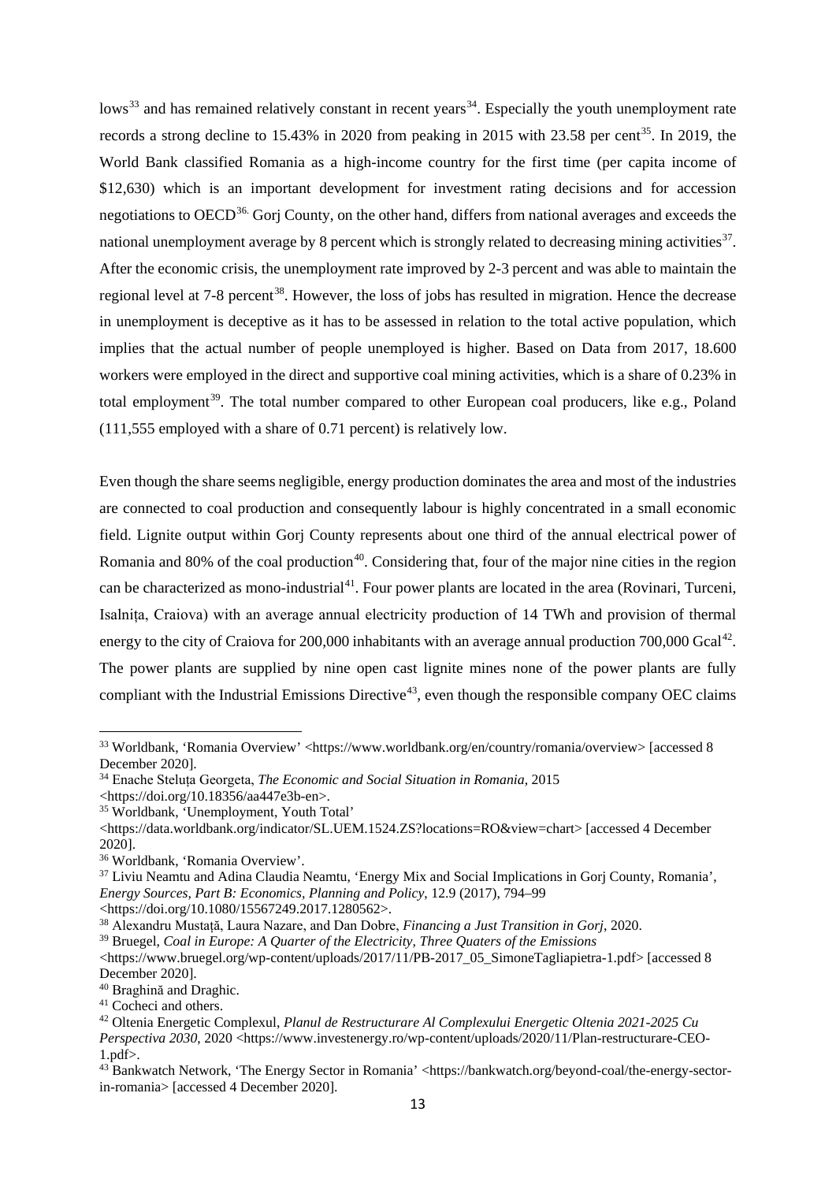lows[33] and has remained relatively constant in recent years[34]. Especially the youth unemployment rate records a strong decline to 15.43% in 2020 from peaking in 2015 with 23.58 per cent[35]. In 2019, the World Bank classified Romania as a high-income country for the first time (per capita income of $12,630) which is an important development for investment rating decisions and for accession negotiations to OECD[36]. Gorj County, on the other hand, differs from national averages and exceeds the national unemployment average by 8 percent which is strongly related to decreasing mining activities[37]. After the economic crisis, the unemployment rate improved by 2-3 percent and was able to maintain the regional level at 7-8 percent[38]. However, the loss of jobs has resulted in migration. Hence the decrease in unemployment is deceptive as it has to be assessed in relation to the total active population, which implies that the actual number of people unemployed is higher. Based on Data from 2017, 18.600 workers were employed in the direct and supportive coal mining activities, which is a share of 0.23% in total employment[39]. The total number compared to other European coal producers, like e.g., Poland (111,555 employed with a share of 0.71 percent) is relatively low.

Even though the share seems negligible, energy production dominates the area and most of the industries are connected to coal production and consequently labour is highly concentrated in a small economic field. Lignite output within Gorj County represents about one third of the annual electrical power of Romania and 80% of the coal production[40]. Considering that, four of the major nine cities in the region can be characterized as mono-industrial[41]. Four power plants are located in the area (Rovinari, Turceni, Isalnița, Craiova) with an average annual electricity production of 14 TWh and provision of thermal energy to the city of Craiova for 200,000 inhabitants with an average annual production 700,000 Gcal[42]. The power plants are supplied by nine open cast lignite mines none of the power plants are fully compliant with the Industrial Emissions Directive[43], even though the responsible company OEC claims

---

[33] Worldbank, 'Romania Overview' <https://www.worldbank.org/en/country/romania/overview> [accessed 8 December 2020].

[34] Enache Steluța Georgeta, *The Economic and Social Situation in Romania*, 2015 <https://doi.org/10.18356/aa447e3b-en>.

[35] Worldbank, 'Unemployment, Youth Total' <https://data.worldbank.org/indicator/SL.UEM.1524.ZS?locations=RO&view=chart> [accessed 4 December 2020].

[36] Worldbank, 'Romania Overview'.

[37] Liviu Neamtu and Adina Claudia Neamtu, 'Energy Mix and Social Implications in Gorj County, Romania', *Energy Sources, Part B: Economics, Planning and Policy*, 12.9 (2017), 794–99 <https://doi.org/10.1080/15567249.2017.1280562>.

[38] Alexandru Mustață, Laura Nazare, and Dan Dobre, *Financing a Just Transition in Gorj*, 2020.

[39] Bruegel, *Coal in Europe: A Quarter of the Electricity, Three Quaters of the Emissions* <https://www.bruegel.org/wp-content/uploads/2017/11/PB-2017_05_SimoneTagliapietra-1.pdf> [accessed 8 December 2020].

[40] Braghină and Draghic.

[41] Cocheci and others.

[42] Oltenia Energetic Complexul, *Planul de Restructurare Al Complexului Energetic Oltenia 2021-2025 Cu Perspectiva 2030*, 2020 <https://www.investenergy.ro/wp-content/uploads/2020/11/Plan-restructurare-CEO-1.pdf>.

[43] Bankwatch Network, 'The Energy Sector in Romania' <https://bankwatch.org/beyond-coal/the-energy-sector-in-romania> [accessed 4 December 2020].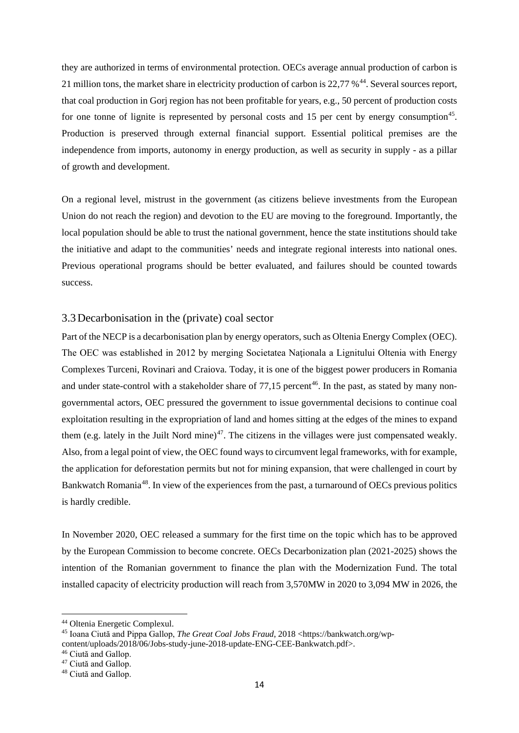they are authorized in terms of environmental protection. OECs average annual production of carbon is 21 million tons, the market share in electricity production of carbon is 22,77 %[44]. Several sources report, that coal production in Gorj region has not been profitable for years, e.g., 50 percent of production costs for one tonne of lignite is represented by personal costs and 15 per cent by energy consumption[45]. Production is preserved through external financial support. Essential political premises are the independence from imports, autonomy in energy production, as well as security in supply - as a pillar of growth and development.

On a regional level, mistrust in the government (as citizens believe investments from the European Union do not reach the region) and devotion to the EU are moving to the foreground. Importantly, the local population should be able to trust the national government, hence the state institutions should take the initiative and adapt to the communities' needs and integrate regional interests into national ones. Previous operational programs should be better evaluated, and failures should be counted towards success.

### 3.3 Decarbonisation in the (private) coal sector

Part of the NECP is a decarbonisation plan by energy operators, such as Oltenia Energy Complex (OEC). The OEC was established in 2012 by merging Societatea Naționala a Lignitului Oltenia with Energy Complexes Turceni, Rovinari and Craiova. Today, it is one of the biggest power producers in Romania and under state-control with a stakeholder share of 77,15 percent[46]. In the past, as stated by many non-governmental actors, OEC pressured the government to issue governmental decisions to continue coal exploitation resulting in the expropriation of land and homes sitting at the edges of the mines to expand them (e.g. lately in the Juilt Nord mine)[47]. The citizens in the villages were just compensated weakly. Also, from a legal point of view, the OEC found ways to circumvent legal frameworks, with for example, the application for deforestation permits but not for mining expansion, that were challenged in court by Bankwatch Romania[48]. In view of the experiences from the past, a turnaround of OECs previous politics is hardly credible.

In November 2020, OEC released a summary for the first time on the topic which has to be approved by the European Commission to become concrete. OECs Decarbonization plan (2021-2025) shows the intention of the Romanian government to finance the plan with the Modernization Fund. The total installed capacity of electricity production will reach from 3,570MW in 2020 to 3,094 MW in 2026, the

---

[44] Oltenia Energetic Complexul.

[45] Ioana Ciută and Pippa Gallop, *The Great Coal Jobs Fraud*, 2018 <https://bankwatch.org/wp-content/uploads/2018/06/Jobs-study-june-2018-update-ENG-CEE-Bankwatch.pdf>.

[46] Ciută and Gallop.

[47] Ciută and Gallop.

[48] Ciută and Gallop.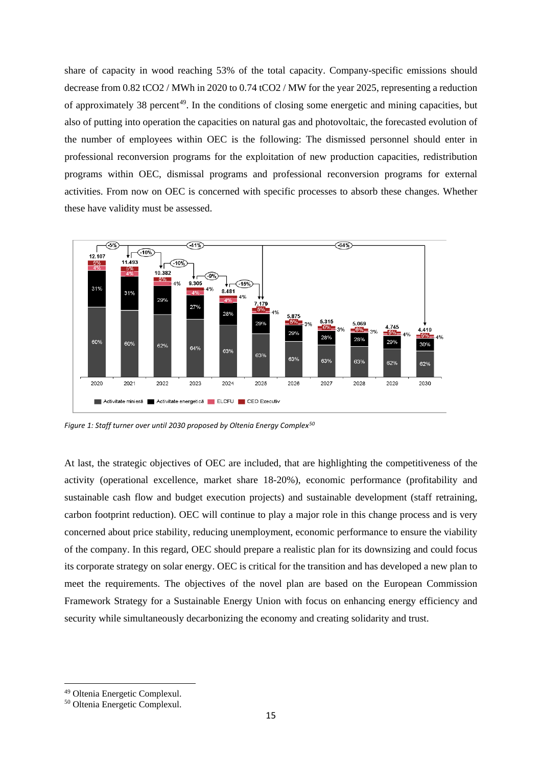share of capacity in wood reaching 53% of the total capacity. Company-specific emissions should decrease from 0.82 $tCO_2$ / MWh in 2020 to 0.74 $tCO_2$ / MW for the year 2025, representing a reduction of approximately 38 percent[49]. In the conditions of closing some energetic and mining capacities, but also of putting into operation the capacities on natural gas and photovoltaic, the forecasted evolution of the number of employees within OEC is the following: The dismissed personnel should enter in professional reconversion programs for the exploitation of new production capacities, redistribution programs within OEC, dismissal programs and professional reconversion programs for external activities. From now on OEC is concerned with specific processes to absorb these changes. Whether these have validity must be assessed.

*Figure 1: Staff turner over until 2030 proposed by Oltenia Energy Complex[50]*

At last, the strategic objectives of OEC are included, that are highlighting the competitiveness of the activity (operational excellence, market share 18-20%), economic performance (profitability and sustainable cash flow and budget execution projects) and sustainable development (staff retraining, carbon footprint reduction). OEC will continue to play a major role in this change process and is very concerned about price stability, reducing unemployment, economic performance to ensure the viability of the company. In this regard, OEC should prepare a realistic plan for its downsizing and could focus its corporate strategy on solar energy. OEC is critical for the transition and has developed a new plan to meet the requirements. The objectives of the novel plan are based on the European Commission Framework Strategy for a Sustainable Energy Union with focus on enhancing energy efficiency and security while simultaneously decarbonizing the economy and creating solidarity and trust.

[49] Oltenia Energetic Complexul.

[50] Oltenia Energetic Complexul.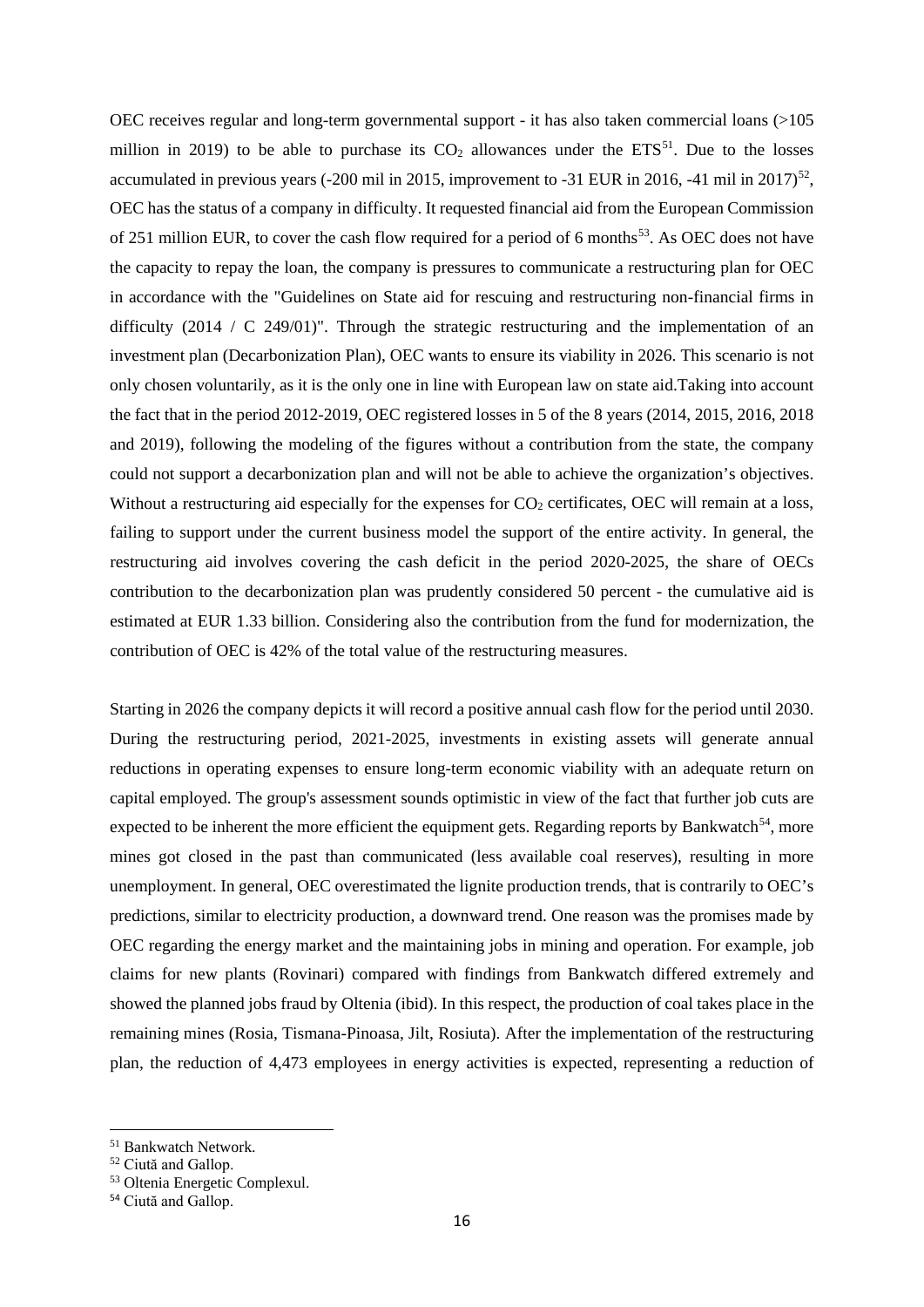OEC receives regular and long-term governmental support - it has also taken commercial loans (>105 million in 2019) to be able to purchase its $CO_2$ allowances under the ETS[51]. Due to the losses accumulated in previous years (-200 mil in 2015, improvement to -31 EUR in 2016, -41 mil in 2017)[52], OEC has the status of a company in difficulty. It requested financial aid from the European Commission of 251 million EUR, to cover the cash flow required for a period of 6 months[53]. As OEC does not have the capacity to repay the loan, the company is pressures to communicate a restructuring plan for OEC in accordance with the "Guidelines on State aid for rescuing and restructuring non-financial firms in difficulty (2014 / C 249/01)". Through the strategic restructuring and the implementation of an investment plan (Decarbonization Plan), OEC wants to ensure its viability in 2026. This scenario is not only chosen voluntarily, as it is the only one in line with European law on state aid.Taking into account the fact that in the period 2012-2019, OEC registered losses in 5 of the 8 years (2014, 2015, 2016, 2018 and 2019), following the modeling of the figures without a contribution from the state, the company could not support a decarbonization plan and will not be able to achieve the organization's objectives. Without a restructuring aid especially for the expenses for $CO_2$ certificates, OEC will remain at a loss, failing to support under the current business model the support of the entire activity. In general, the restructuring aid involves covering the cash deficit in the period 2020-2025, the share of OECs contribution to the decarbonization plan was prudently considered 50 percent - the cumulative aid is estimated at EUR 1.33 billion. Considering also the contribution from the fund for modernization, the contribution of OEC is 42% of the total value of the restructuring measures.

Starting in 2026 the company depicts it will record a positive annual cash flow for the period until 2030. During the restructuring period, 2021-2025, investments in existing assets will generate annual reductions in operating expenses to ensure long-term economic viability with an adequate return on capital employed. The group's assessment sounds optimistic in view of the fact that further job cuts are expected to be inherent the more efficient the equipment gets. Regarding reports by Bankwatch[54], more mines got closed in the past than communicated (less available coal reserves), resulting in more unemployment. In general, OEC overestimated the lignite production trends, that is contrarily to OEC's predictions, similar to electricity production, a downward trend. One reason was the promises made by OEC regarding the energy market and the maintaining jobs in mining and operation. For example, job claims for new plants (Rovinari) compared with findings from Bankwatch differed extremely and showed the planned jobs fraud by Oltenia (ibid). In this respect, the production of coal takes place in the remaining mines (Rosia, Tismana-Pinoasa, Jilt, Rosiuta). After the implementation of the restructuring plan, the reduction of 4,473 employees in energy activities is expected, representing a reduction of

---

[51] Bankwatch Network.

[52] Ciută and Gallop.

[53] Oltenia Energetic Complexul.

[54] Ciută and Gallop.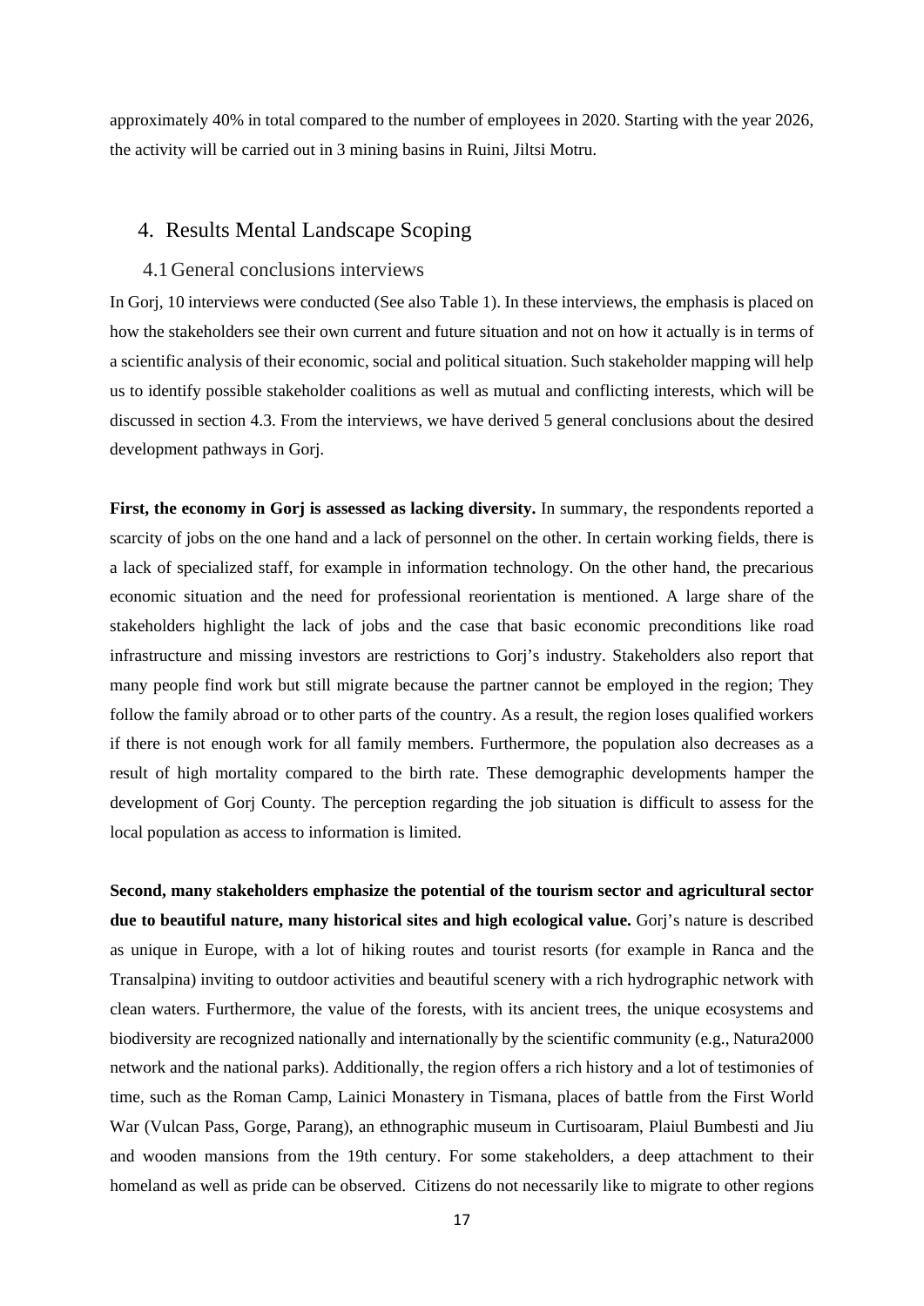approximately 40% in total compared to the number of employees in 2020. Starting with the year 2026, the activity will be carried out in 3 mining basins in Ruini, Jiltsi Motru.

# 4. Results Mental Landscape Scoping

## 4.1 General conclusions interviews

In Gorj, 10 interviews were conducted (See also Table 1). In these interviews, the emphasis is placed on how the stakeholders see their own current and future situation and not on how it actually is in terms of a scientific analysis of their economic, social and political situation. Such stakeholder mapping will help us to identify possible stakeholder coalitions as well as mutual and conflicting interests, which will be discussed in section 4.3. From the interviews, we have derived 5 general conclusions about the desired development pathways in Gorj.

**First, the economy in Gorj is assessed as lacking diversity.** In summary, the respondents reported a scarcity of jobs on the one hand and a lack of personnel on the other. In certain working fields, there is a lack of specialized staff, for example in information technology. On the other hand, the precarious economic situation and the need for professional reorientation is mentioned. A large share of the stakeholders highlight the lack of jobs and the case that basic economic preconditions like road infrastructure and missing investors are restrictions to Gorj's industry. Stakeholders also report that many people find work but still migrate because the partner cannot be employed in the region; They follow the family abroad or to other parts of the country. As a result, the region loses qualified workers if there is not enough work for all family members. Furthermore, the population also decreases as a result of high mortality compared to the birth rate. These demographic developments hamper the development of Gorj County. The perception regarding the job situation is difficult to assess for the local population as access to information is limited.

**Second, many stakeholders emphasize the potential of the tourism sector and agricultural sector due to beautiful nature, many historical sites and high ecological value.** Gorj's nature is described as unique in Europe, with a lot of hiking routes and tourist resorts (for example in Ranca and the Transalpina) inviting to outdoor activities and beautiful scenery with a rich hydrographic network with clean waters. Furthermore, the value of the forests, with its ancient trees, the unique ecosystems and biodiversity are recognized nationally and internationally by the scientific community (e.g., Natura2000 network and the national parks). Additionally, the region offers a rich history and a lot of testimonies of time, such as the Roman Camp, Lainici Monastery in Tismana, places of battle from the First World War (Vulcan Pass, Gorge, Parang), an ethnographic museum in Curtisoaram, Plaiul Bumbesti and Jiu and wooden mansions from the 19th century. For some stakeholders, a deep attachment to their homeland as well as pride can be observed. Citizens do not necessarily like to migrate to other regions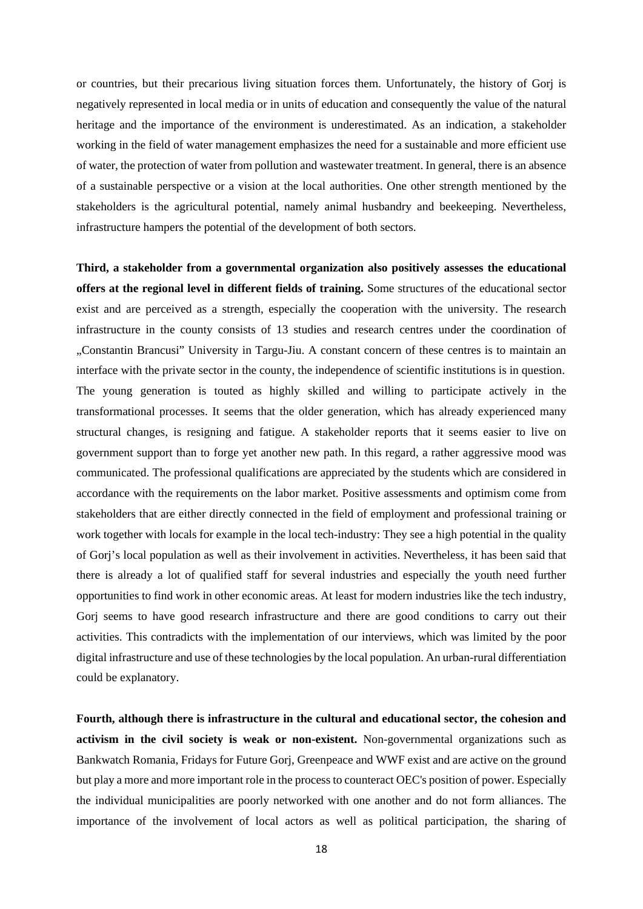or countries, but their precarious living situation forces them. Unfortunately, the history of Gorj is negatively represented in local media or in units of education and consequently the value of the natural heritage and the importance of the environment is underestimated. As an indication, a stakeholder working in the field of water management emphasizes the need for a sustainable and more efficient use of water, the protection of water from pollution and wastewater treatment. In general, there is an absence of a sustainable perspective or a vision at the local authorities. One other strength mentioned by the stakeholders is the agricultural potential, namely animal husbandry and beekeeping. Nevertheless, infrastructure hampers the potential of the development of both sectors.

**Third, a stakeholder from a governmental organization also positively assesses the educational offers at the regional level in different fields of training.** Some structures of the educational sector exist and are perceived as a strength, especially the cooperation with the university. The research infrastructure in the county consists of 13 studies and research centres under the coordination of „Constantin Brancusi" University in Targu-Jiu. A constant concern of these centres is to maintain an interface with the private sector in the county, the independence of scientific institutions is in question. The young generation is touted as highly skilled and willing to participate actively in the transformational processes. It seems that the older generation, which has already experienced many structural changes, is resigning and fatigue. A stakeholder reports that it seems easier to live on government support than to forge yet another new path. In this regard, a rather aggressive mood was communicated. The professional qualifications are appreciated by the students which are considered in accordance with the requirements on the labor market. Positive assessments and optimism come from stakeholders that are either directly connected in the field of employment and professional training or work together with locals for example in the local tech-industry: They see a high potential in the quality of Gorj's local population as well as their involvement in activities. Nevertheless, it has been said that there is already a lot of qualified staff for several industries and especially the youth need further opportunities to find work in other economic areas. At least for modern industries like the tech industry, Gorj seems to have good research infrastructure and there are good conditions to carry out their activities. This contradicts with the implementation of our interviews, which was limited by the poor digital infrastructure and use of these technologies by the local population. An urban-rural differentiation could be explanatory.

**Fourth, although there is infrastructure in the cultural and educational sector, the cohesion and activism in the civil society is weak or non-existent.** Non-governmental organizations such as Bankwatch Romania, Fridays for Future Gorj, Greenpeace and WWF exist and are active on the ground but play a more and more important role in the process to counteract OEC's position of power. Especially the individual municipalities are poorly networked with one another and do not form alliances. The importance of the involvement of local actors as well as political participation, the sharing of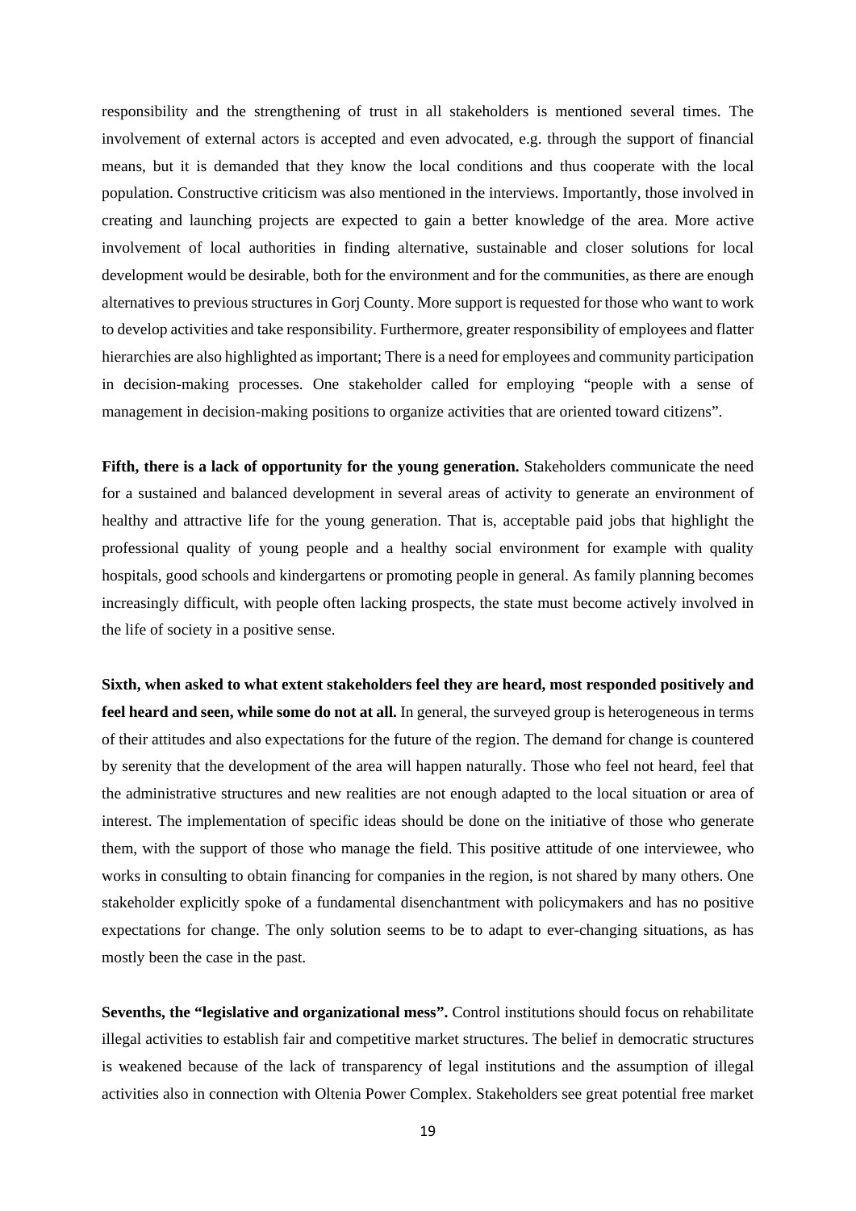responsibility and the strengthening of trust in all stakeholders is mentioned several times. The involvement of external actors is accepted and even advocated, e.g. through the support of financial means, but it is demanded that they know the local conditions and thus cooperate with the local population. Constructive criticism was also mentioned in the interviews. Importantly, those involved in creating and launching projects are expected to gain a better knowledge of the area. More active involvement of local authorities in finding alternative, sustainable and closer solutions for local development would be desirable, both for the environment and for the communities, as there are enough alternatives to previous structures in Gorj County. More support is requested for those who want to work to develop activities and take responsibility. Furthermore, greater responsibility of employees and flatter hierarchies are also highlighted as important; There is a need for employees and community participation in decision-making processes. One stakeholder called for employing "people with a sense of management in decision-making positions to organize activities that are oriented toward citizens".

**Fifth, there is a lack of opportunity for the young generation.** Stakeholders communicate the need for a sustained and balanced development in several areas of activity to generate an environment of healthy and attractive life for the young generation. That is, acceptable paid jobs that highlight the professional quality of young people and a healthy social environment for example with quality hospitals, good schools and kindergartens or promoting people in general. As family planning becomes increasingly difficult, with people often lacking prospects, the state must become actively involved in the life of society in a positive sense.

**Sixth, when asked to what extent stakeholders feel they are heard, most responded positively and feel heard and seen, while some do not at all.** In general, the surveyed group is heterogeneous in terms of their attitudes and also expectations for the future of the region. The demand for change is countered by serenity that the development of the area will happen naturally. Those who feel not heard, feel that the administrative structures and new realities are not enough adapted to the local situation or area of interest. The implementation of specific ideas should be done on the initiative of those who generate them, with the support of those who manage the field. This positive attitude of one interviewee, who works in consulting to obtain financing for companies in the region, is not shared by many others. One stakeholder explicitly spoke of a fundamental disenchantment with policymakers and has no positive expectations for change. The only solution seems to be to adapt to ever-changing situations, as has mostly been the case in the past.

**Sevenths, the "legislative and organizational mess".** Control institutions should focus on rehabilitate illegal activities to establish fair and competitive market structures. The belief in democratic structures is weakened because of the lack of transparency of legal institutions and the assumption of illegal activities also in connection with Oltenia Power Complex. Stakeholders see great potential free market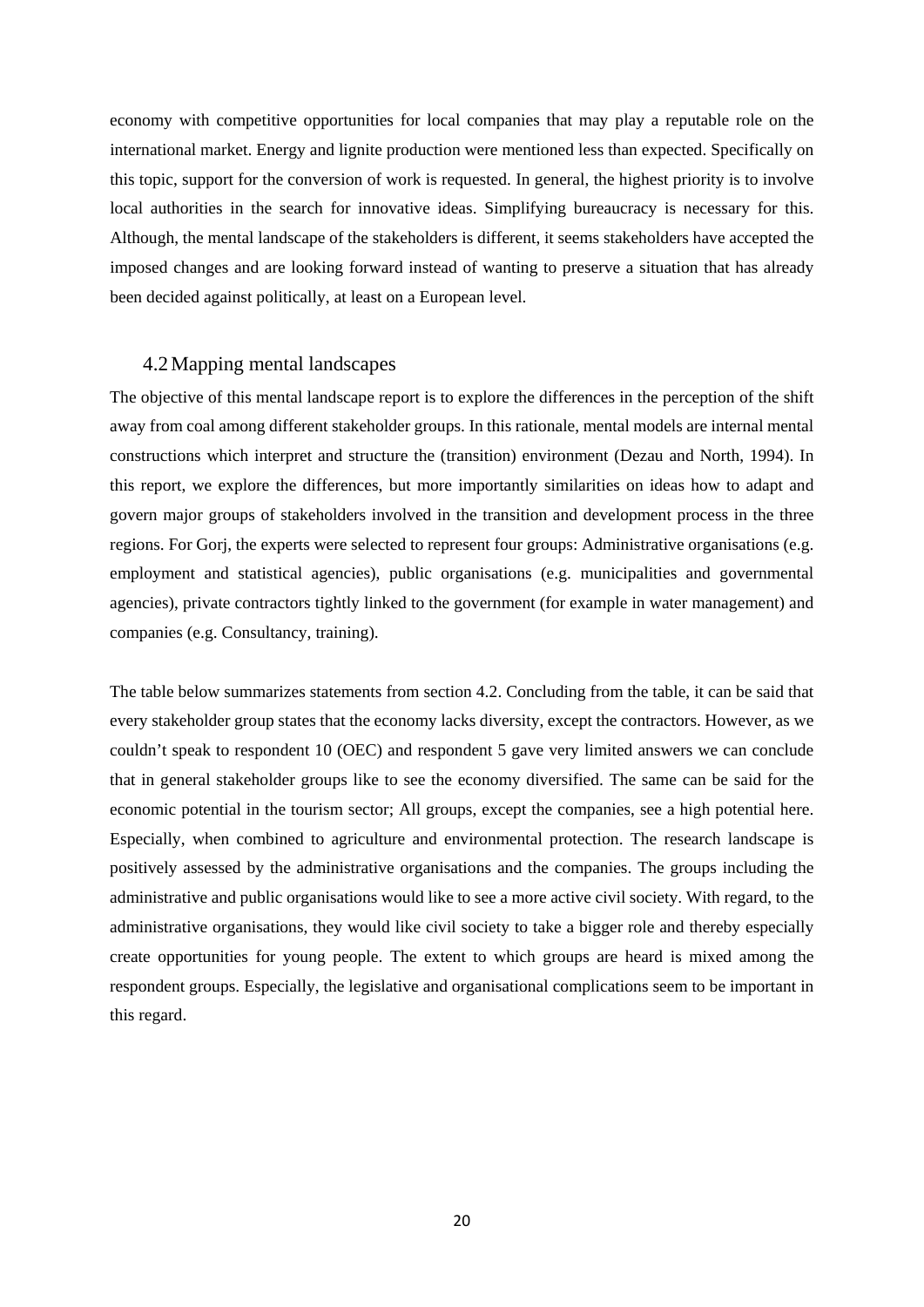economy with competitive opportunities for local companies that may play a reputable role on the international market. Energy and lignite production were mentioned less than expected. Specifically on this topic, support for the conversion of work is requested. In general, the highest priority is to involve local authorities in the search for innovative ideas. Simplifying bureaucracy is necessary for this. Although, the mental landscape of the stakeholders is different, it seems stakeholders have accepted the imposed changes and are looking forward instead of wanting to preserve a situation that has already been decided against politically, at least on a European level.

## 4.2 Mapping mental landscapes

The objective of this mental landscape report is to explore the differences in the perception of the shift away from coal among different stakeholder groups. In this rationale, mental models are internal mental constructions which interpret and structure the (transition) environment (Dezau and North, 1994). In this report, we explore the differences, but more importantly similarities on ideas how to adapt and govern major groups of stakeholders involved in the transition and development process in the three regions. For Gorj, the experts were selected to represent four groups: Administrative organisations (e.g. employment and statistical agencies), public organisations (e.g. municipalities and governmental agencies), private contractors tightly linked to the government (for example in water management) and companies (e.g. Consultancy, training).

The table below summarizes statements from section 4.2. Concluding from the table, it can be said that every stakeholder group states that the economy lacks diversity, except the contractors. However, as we couldn't speak to respondent 10 (OEC) and respondent 5 gave very limited answers we can conclude that in general stakeholder groups like to see the economy diversified. The same can be said for the economic potential in the tourism sector; All groups, except the companies, see a high potential here. Especially, when combined to agriculture and environmental protection. The research landscape is positively assessed by the administrative organisations and the companies. The groups including the administrative and public organisations would like to see a more active civil society. With regard, to the administrative organisations, they would like civil society to take a bigger role and thereby especially create opportunities for young people. The extent to which groups are heard is mixed among the respondent groups. Especially, the legislative and organisational complications seem to be important in this regard.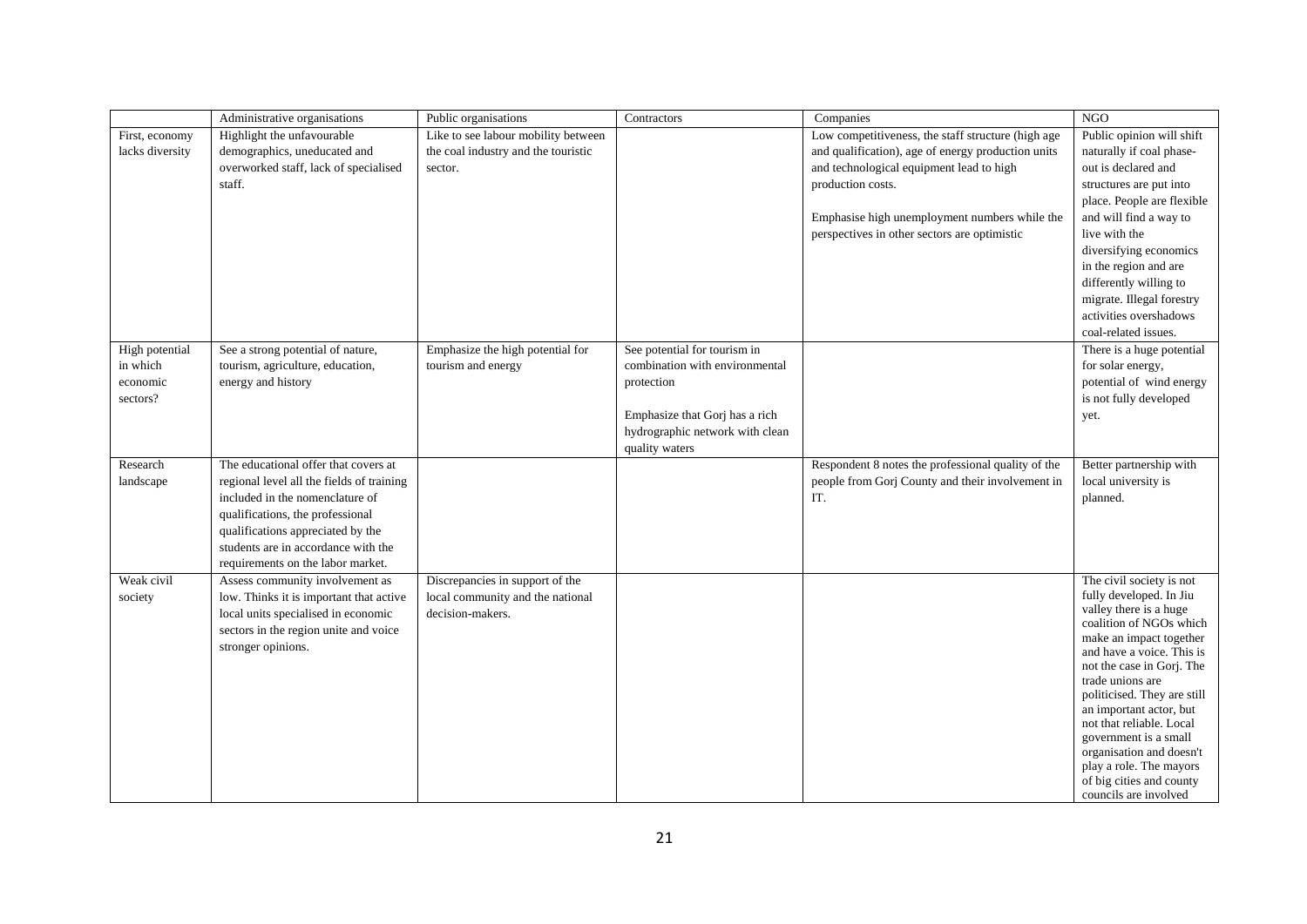| | Administrative organisations | Public organisations | Contractors | Companies | NGO |
|---|---|---|---|---|---|
| First, economy lacks diversity | Highlight the unfavourable demographics, uneducated and overworked staff, lack of specialised staff. | Like to see labour mobility between the coal industry and the touristic sector. | | Low competitiveness, the staff structure (high age and qualification), age of energy production units and technological equipment lead to high production costs.<br><br>Emphasise high unemployment numbers while the perspectives in other sectors are optimistic | Public opinion will shift naturally if coal phase-out is declared and structures are put into place. People are flexible and will find a way to live with the diversifying economics in the region and are differently willing to migrate. Illegal forestry activities overshadows coal-related issues. |
| High potential in which economic sectors? | See a strong potential of nature, tourism, agriculture, education, energy and history | Emphasize the high potential for tourism and energy | See potential for tourism in combination with environmental protection<br><br>Emphasize that Gorj has a rich hydrographic network with clean quality waters | | There is a huge potential for solar energy, potential of wind energy is not fully developed yet. |
| Research landscape | The educational offer that covers at regional level all the fields of training included in the nomenclature of qualifications, the professional qualifications appreciated by the students are in accordance with the requirements on the labor market. | | | Respondent 8 notes the professional quality of the people from Gorj County and their involvement in IT. | Better partnership with local university is planned. |
| Weak civil society | Assess community involvement as low. Thinks it is important that active local units specialised in economic sectors in the region unite and voice stronger opinions. | Discrepancies in support of the local community and the national decision-makers. | | | The civil society is not fully developed. In Jiu valley there is a huge coalition of NGOs which make an impact together and have a voice. This is not the case in Gorj. The trade unions are politicised. They are still an important actor, but not that reliable. Local government is a small organisation and doesn't play a role. The mayors of big cities and county councils are involved |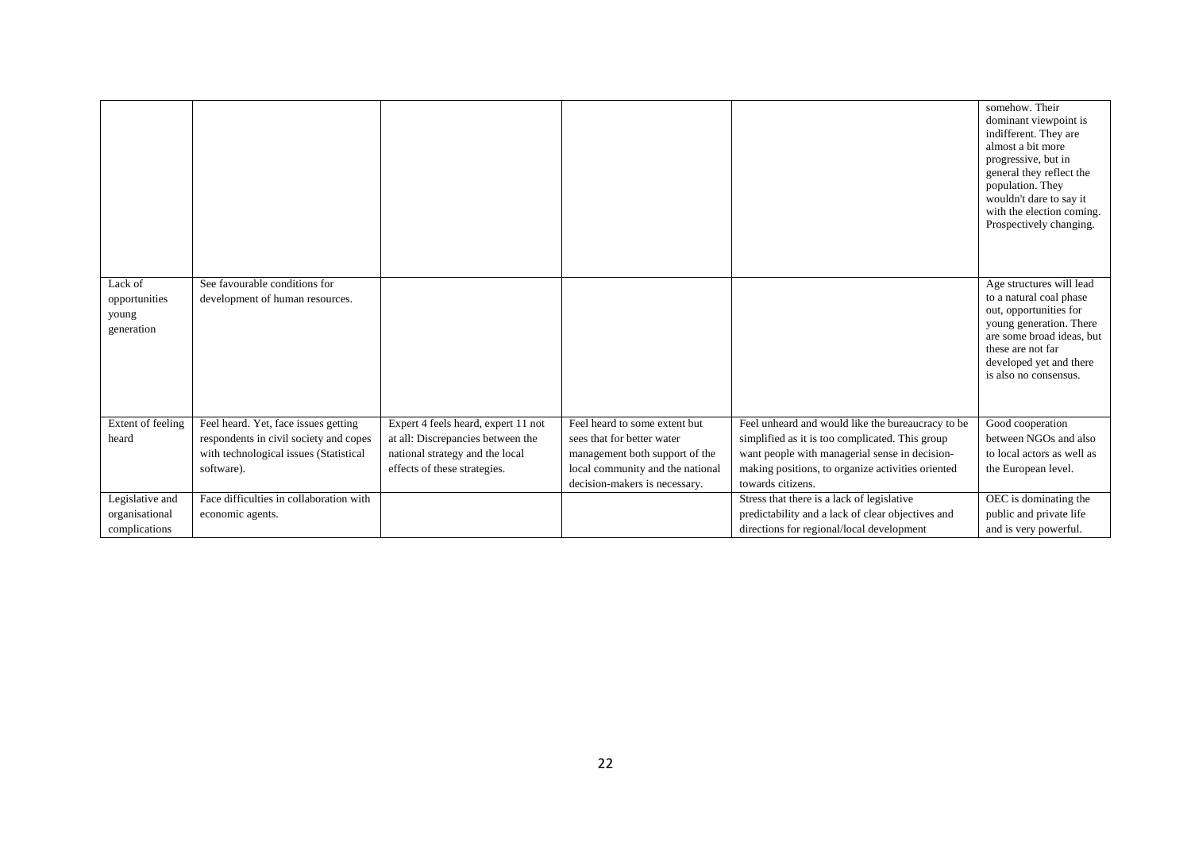| | | | | | |
|---|---|---|---|---|---|
| | | | | | somehow. Their dominant viewpoint is indifferent. They are almost a bit more progressive, but in general they reflect the population. They wouldn't dare to say it with the election coming. Prospectively changing. |
| Lack of opportunities young generation | See favourable conditions for development of human resources. | | | | Age structures will lead to a natural coal phase out, opportunities for young generation. There are some broad ideas, but these are not far developed yet and there is also no consensus. |
| Extent of feeling heard | Feel heard. Yet, face issues getting respondents in civil society and copes with technological issues (Statistical software). | Expert 4 feels heard, expert 11 not at all: Discrepancies between the national strategy and the local effects of these strategies. | Feel heard to some extent but sees that for better water management both support of the local community and the national decision-makers is necessary. | Feel unheard and would like the bureaucracy to be simplified as it is too complicated. This group want people with managerial sense in decision-making positions, to organize activities oriented towards citizens. | Good cooperation between NGOs and also to local actors as well as the European level. |
| Legislative and organisational complications | Face difficulties in collaboration with economic agents. | | | Stress that there is a lack of legislative predictability and a lack of clear objectives and directions for regional/local development | OEC is dominating the public and private life and is very powerful. |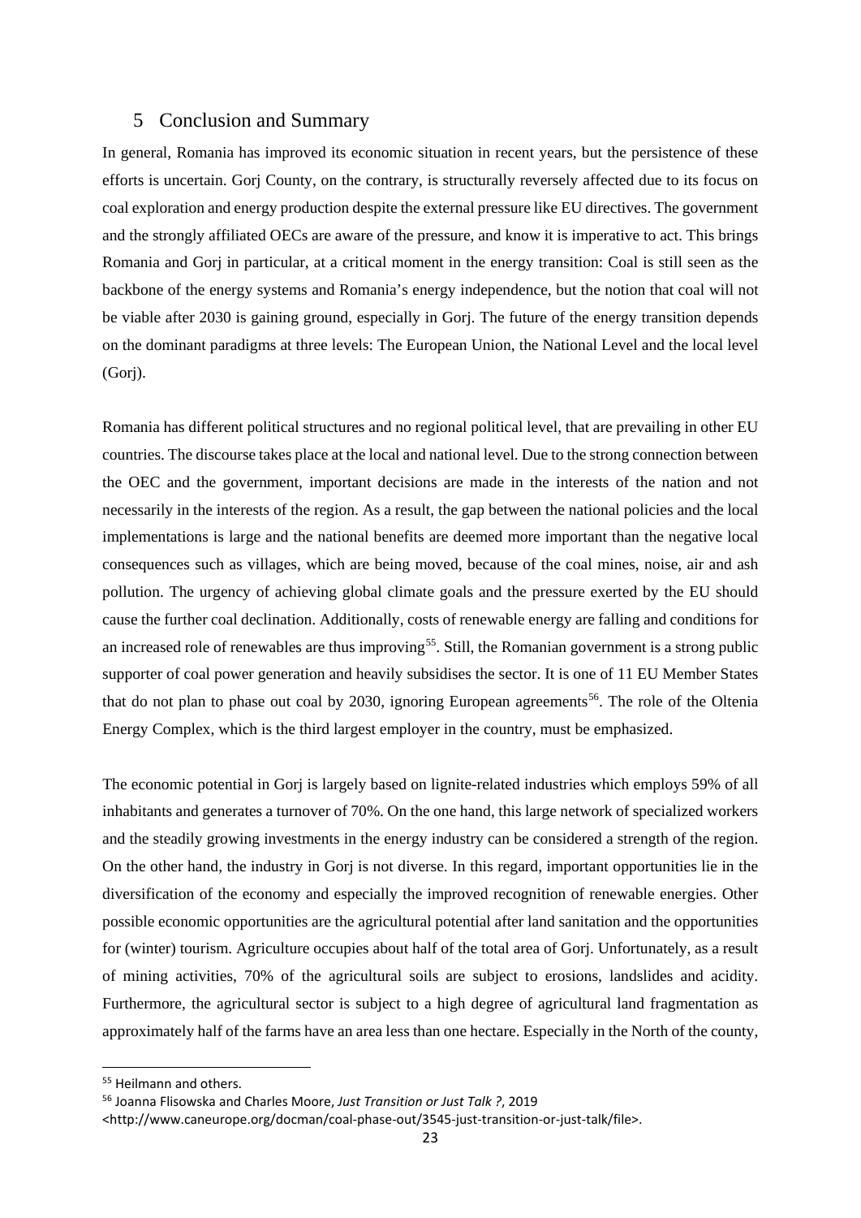# 5 Conclusion and Summary

In general, Romania has improved its economic situation in recent years, but the persistence of these efforts is uncertain. Gorj County, on the contrary, is structurally reversely affected due to its focus on coal exploration and energy production despite the external pressure like EU directives. The government and the strongly affiliated OECs are aware of the pressure, and know it is imperative to act. This brings Romania and Gorj in particular, at a critical moment in the energy transition: Coal is still seen as the backbone of the energy systems and Romania's energy independence, but the notion that coal will not be viable after 2030 is gaining ground, especially in Gorj. The future of the energy transition depends on the dominant paradigms at three levels: The European Union, the National Level and the local level (Gorj).

Romania has different political structures and no regional political level, that are prevailing in other EU countries. The discourse takes place at the local and national level. Due to the strong connection between the OEC and the government, important decisions are made in the interests of the nation and not necessarily in the interests of the region. As a result, the gap between the national policies and the local implementations is large and the national benefits are deemed more important than the negative local consequences such as villages, which are being moved, because of the coal mines, noise, air and ash pollution. The urgency of achieving global climate goals and the pressure exerted by the EU should cause the further coal declination. Additionally, costs of renewable energy are falling and conditions for an increased role of renewables are thus improving[55]. Still, the Romanian government is a strong public supporter of coal power generation and heavily subsidises the sector. It is one of 11 EU Member States that do not plan to phase out coal by 2030, ignoring European agreements[56]. The role of the Oltenia Energy Complex, which is the third largest employer in the country, must be emphasized.

The economic potential in Gorj is largely based on lignite-related industries which employs 59% of all inhabitants and generates a turnover of 70%. On the one hand, this large network of specialized workers and the steadily growing investments in the energy industry can be considered a strength of the region. On the other hand, the industry in Gorj is not diverse. In this regard, important opportunities lie in the diversification of the economy and especially the improved recognition of renewable energies. Other possible economic opportunities are the agricultural potential after land sanitation and the opportunities for (winter) tourism. Agriculture occupies about half of the total area of Gorj. Unfortunately, as a result of mining activities, 70% of the agricultural soils are subject to erosions, landslides and acidity. Furthermore, the agricultural sector is subject to a high degree of agricultural land fragmentation as approximately half of the farms have an area less than one hectare. Especially in the North of the county,

---

[55] Heilmann and others.

[56] Joanna Flisowska and Charles Moore, *Just Transition or Just Talk ?*, 2019 <http://www.caneurope.org/docman/coal-phase-out/3545-just-transition-or-just-talk/file>.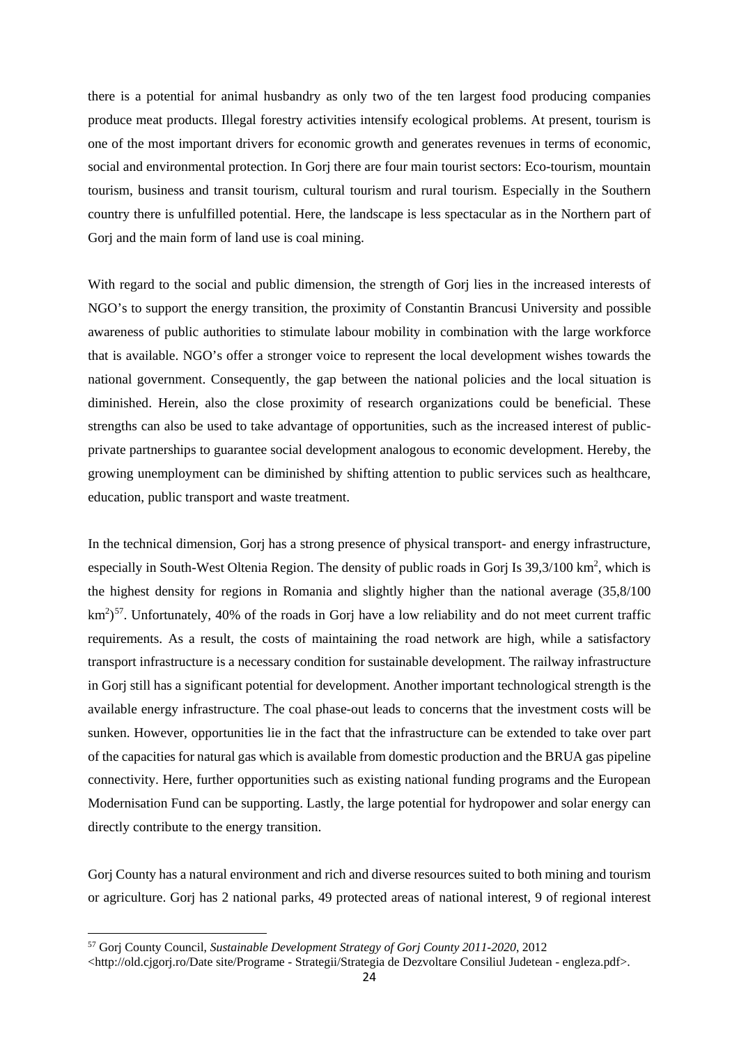there is a potential for animal husbandry as only two of the ten largest food producing companies produce meat products. Illegal forestry activities intensify ecological problems. At present, tourism is one of the most important drivers for economic growth and generates revenues in terms of economic, social and environmental protection. In Gorj there are four main tourist sectors: Eco-tourism, mountain tourism, business and transit tourism, cultural tourism and rural tourism. Especially in the Southern country there is unfulfilled potential. Here, the landscape is less spectacular as in the Northern part of Gorj and the main form of land use is coal mining.

With regard to the social and public dimension, the strength of Gorj lies in the increased interests of NGO's to support the energy transition, the proximity of Constantin Brancusi University and possible awareness of public authorities to stimulate labour mobility in combination with the large workforce that is available. NGO's offer a stronger voice to represent the local development wishes towards the national government. Consequently, the gap between the national policies and the local situation is diminished. Herein, also the close proximity of research organizations could be beneficial. These strengths can also be used to take advantage of opportunities, such as the increased interest of public-private partnerships to guarantee social development analogous to economic development. Hereby, the growing unemployment can be diminished by shifting attention to public services such as healthcare, education, public transport and waste treatment.

In the technical dimension, Gorj has a strong presence of physical transport- and energy infrastructure, especially in South-West Oltenia Region. The density of public roads in Gorj Is 39,3/100 km$^2$, which is the highest density for regions in Romania and slightly higher than the national average (35,8/100 km$^2$)[57]. Unfortunately, 40% of the roads in Gorj have a low reliability and do not meet current traffic requirements. As a result, the costs of maintaining the road network are high, while a satisfactory transport infrastructure is a necessary condition for sustainable development. The railway infrastructure in Gorj still has a significant potential for development. Another important technological strength is the available energy infrastructure. The coal phase-out leads to concerns that the investment costs will be sunken. However, opportunities lie in the fact that the infrastructure can be extended to take over part of the capacities for natural gas which is available from domestic production and the BRUA gas pipeline connectivity. Here, further opportunities such as existing national funding programs and the European Modernisation Fund can be supporting. Lastly, the large potential for hydropower and solar energy can directly contribute to the energy transition.

Gorj County has a natural environment and rich and diverse resources suited to both mining and tourism or agriculture. Gorj has 2 national parks, 49 protected areas of national interest, 9 of regional interest

[57] Gorj County Council, *Sustainable Development Strategy of Gorj County 2011-2020*, 2012 <http://old.cjgorj.ro/Date site/Programe - Strategii/Strategia de Dezvoltare Consiliul Judetean - engleza.pdf>.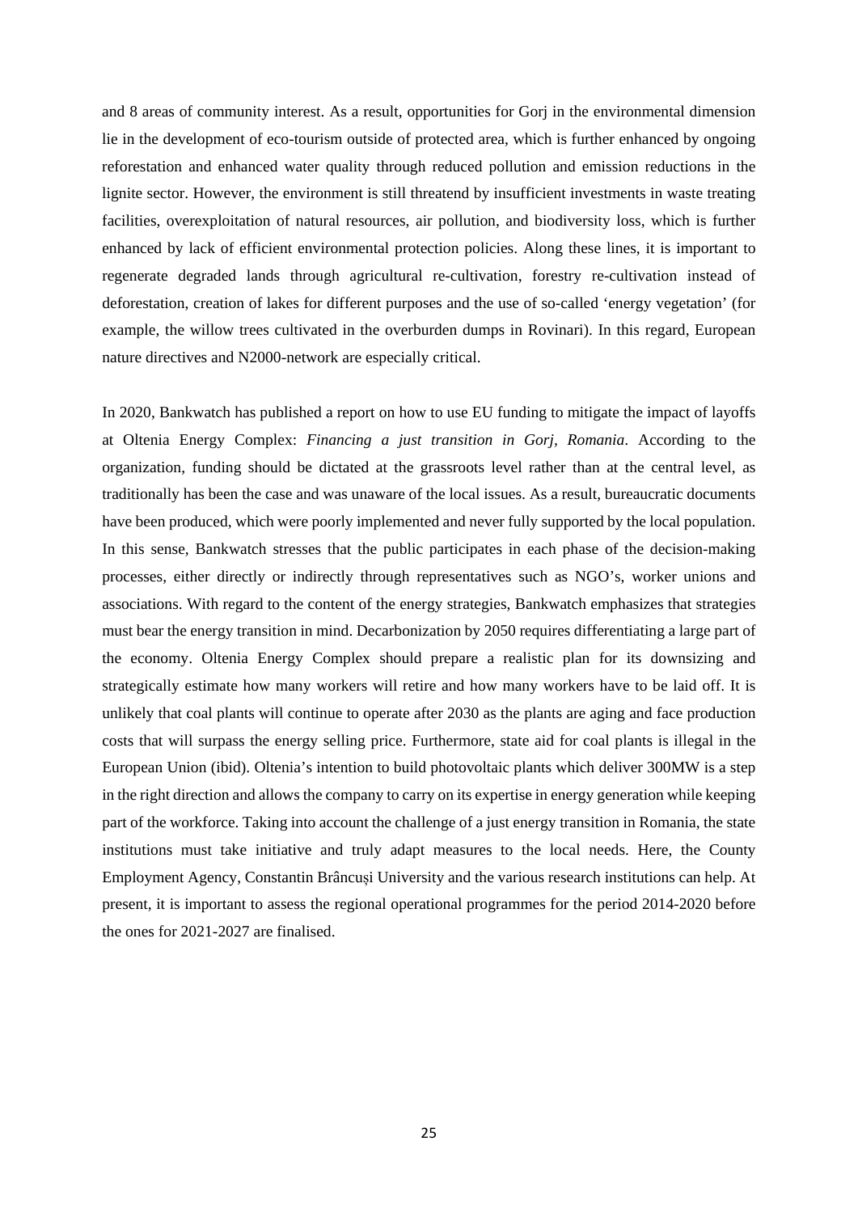and 8 areas of community interest. As a result, opportunities for Gorj in the environmental dimension lie in the development of eco-tourism outside of protected area, which is further enhanced by ongoing reforestation and enhanced water quality through reduced pollution and emission reductions in the lignite sector. However, the environment is still threatend by insufficient investments in waste treating facilities, overexploitation of natural resources, air pollution, and biodiversity loss, which is further enhanced by lack of efficient environmental protection policies. Along these lines, it is important to regenerate degraded lands through agricultural re-cultivation, forestry re-cultivation instead of deforestation, creation of lakes for different purposes and the use of so-called 'energy vegetation' (for example, the willow trees cultivated in the overburden dumps in Rovinari). In this regard, European nature directives and N2000-network are especially critical.

In 2020, Bankwatch has published a report on how to use EU funding to mitigate the impact of layoffs at Oltenia Energy Complex: *Financing a just transition in Gorj, Romania*. According to the organization, funding should be dictated at the grassroots level rather than at the central level, as traditionally has been the case and was unaware of the local issues. As a result, bureaucratic documents have been produced, which were poorly implemented and never fully supported by the local population. In this sense, Bankwatch stresses that the public participates in each phase of the decision-making processes, either directly or indirectly through representatives such as NGO's, worker unions and associations. With regard to the content of the energy strategies, Bankwatch emphasizes that strategies must bear the energy transition in mind. Decarbonization by 2050 requires differentiating a large part of the economy. Oltenia Energy Complex should prepare a realistic plan for its downsizing and strategically estimate how many workers will retire and how many workers have to be laid off. It is unlikely that coal plants will continue to operate after 2030 as the plants are aging and face production costs that will surpass the energy selling price. Furthermore, state aid for coal plants is illegal in the European Union (ibid). Oltenia's intention to build photovoltaic plants which deliver 300MW is a step in the right direction and allows the company to carry on its expertise in energy generation while keeping part of the workforce. Taking into account the challenge of a just energy transition in Romania, the state institutions must take initiative and truly adapt measures to the local needs. Here, the County Employment Agency, Constantin Brâncuși University and the various research institutions can help. At present, it is important to assess the regional operational programmes for the period 2014-2020 before the ones for 2021-2027 are finalised.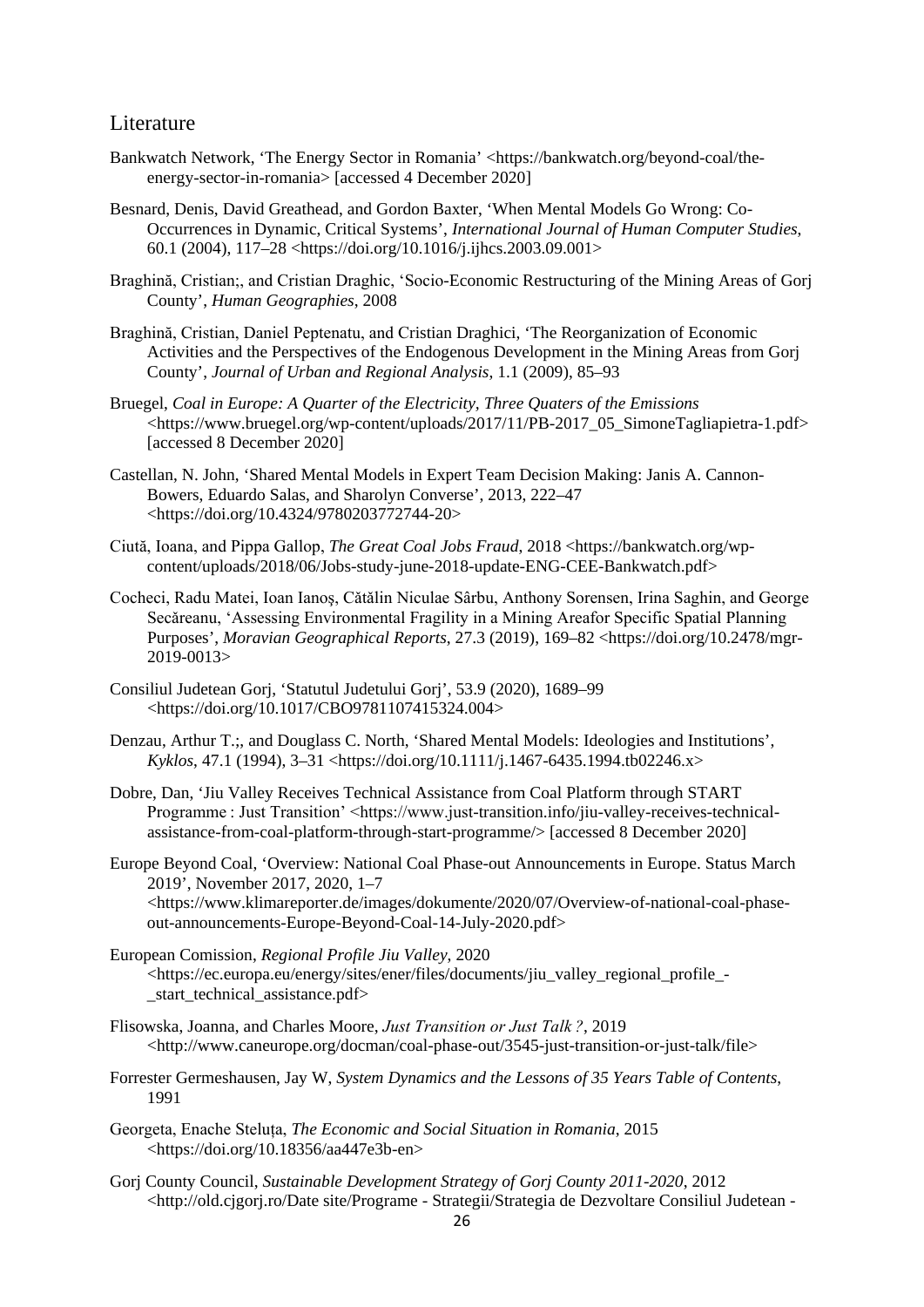## Literature

Bankwatch Network, 'The Energy Sector in Romania' <https://bankwatch.org/beyond-coal/the-energy-sector-in-romania> [accessed 4 December 2020]

Besnard, Denis, David Greathead, and Gordon Baxter, 'When Mental Models Go Wrong: Co-Occurrences in Dynamic, Critical Systems', *International Journal of Human Computer Studies*, 60.1 (2004), 117–28 <https://doi.org/10.1016/j.ijhcs.2003.09.001>

Braghină, Cristian;, and Cristian Draghic, 'Socio-Economic Restructuring of the Mining Areas of Gorj County', *Human Geographies*, 2008

Braghină, Cristian, Daniel Peptenatu, and Cristian Draghici, 'The Reorganization of Economic Activities and the Perspectives of the Endogenous Development in the Mining Areas from Gorj County', *Journal of Urban and Regional Analysis*, 1.1 (2009), 85–93

Bruegel, *Coal in Europe: A Quarter of the Electricity, Three Quaters of the Emissions* <https://www.bruegel.org/wp-content/uploads/2017/11/PB-2017_05_SimoneTagliapietra-1.pdf> [accessed 8 December 2020]

Castellan, N. John, 'Shared Mental Models in Expert Team Decision Making: Janis A. Cannon-Bowers, Eduardo Salas, and Sharolyn Converse', 2013, 222–47 <https://doi.org/10.4324/9780203772744-20>

Ciută, Ioana, and Pippa Gallop, *The Great Coal Jobs Fraud*, 2018 <https://bankwatch.org/wp-content/uploads/2018/06/Jobs-study-june-2018-update-ENG-CEE-Bankwatch.pdf>

Cocheci, Radu Matei, Ioan Ianoş, Cătălin Niculae Sârbu, Anthony Sorensen, Irina Saghin, and George Secăreanu, 'Assessing Environmental Fragility in a Mining Areafor Specific Spatial Planning Purposes', *Moravian Geographical Reports*, 27.3 (2019), 169–82 <https://doi.org/10.2478/mgr-2019-0013>

Consiliul Judetean Gorj, 'Statutul Judetului Gorj', 53.9 (2020), 1689–99 <https://doi.org/10.1017/CBO9781107415324.004>

Denzau, Arthur T.;, and Douglass C. North, 'Shared Mental Models: Ideologies and Institutions', *Kyklos*, 47.1 (1994), 3–31 <https://doi.org/10.1111/j.1467-6435.1994.tb02246.x>

Dobre, Dan, 'Jiu Valley Receives Technical Assistance from Coal Platform through START Programme : Just Transition' <https://www.just-transition.info/jiu-valley-receives-technical-assistance-from-coal-platform-through-start-programme/> [accessed 8 December 2020]

Europe Beyond Coal, 'Overview: National Coal Phase-out Announcements in Europe. Status March 2019', November 2017, 2020, 1–7 <https://www.klimareporter.de/images/dokumente/2020/07/Overview-of-national-coal-phase-out-announcements-Europe-Beyond-Coal-14-July-2020.pdf>

European Comission, *Regional Profile Jiu Valley*, 2020 <https://ec.europa.eu/energy/sites/ener/files/documents/jiu_valley_regional_profile_-_start_technical_assistance.pdf>

Flisowska, Joanna, and Charles Moore, *Just Transition or Just Talk ?*, 2019 <http://www.caneurope.org/docman/coal-phase-out/3545-just-transition-or-just-talk/file>

Forrester Germeshausen, Jay W, *System Dynamics and the Lessons of 35 Years Table of Contents*, 1991

Georgeta, Enache Steluța, *The Economic and Social Situation in Romania*, 2015 <https://doi.org/10.18356/aa447e3b-en>

Gorj County Council, *Sustainable Development Strategy of Gorj County 2011-2020*, 2012 <http://old.cjgorj.ro/Date site/Programe - Strategii/Strategia de Dezvoltare Consiliul Judetean -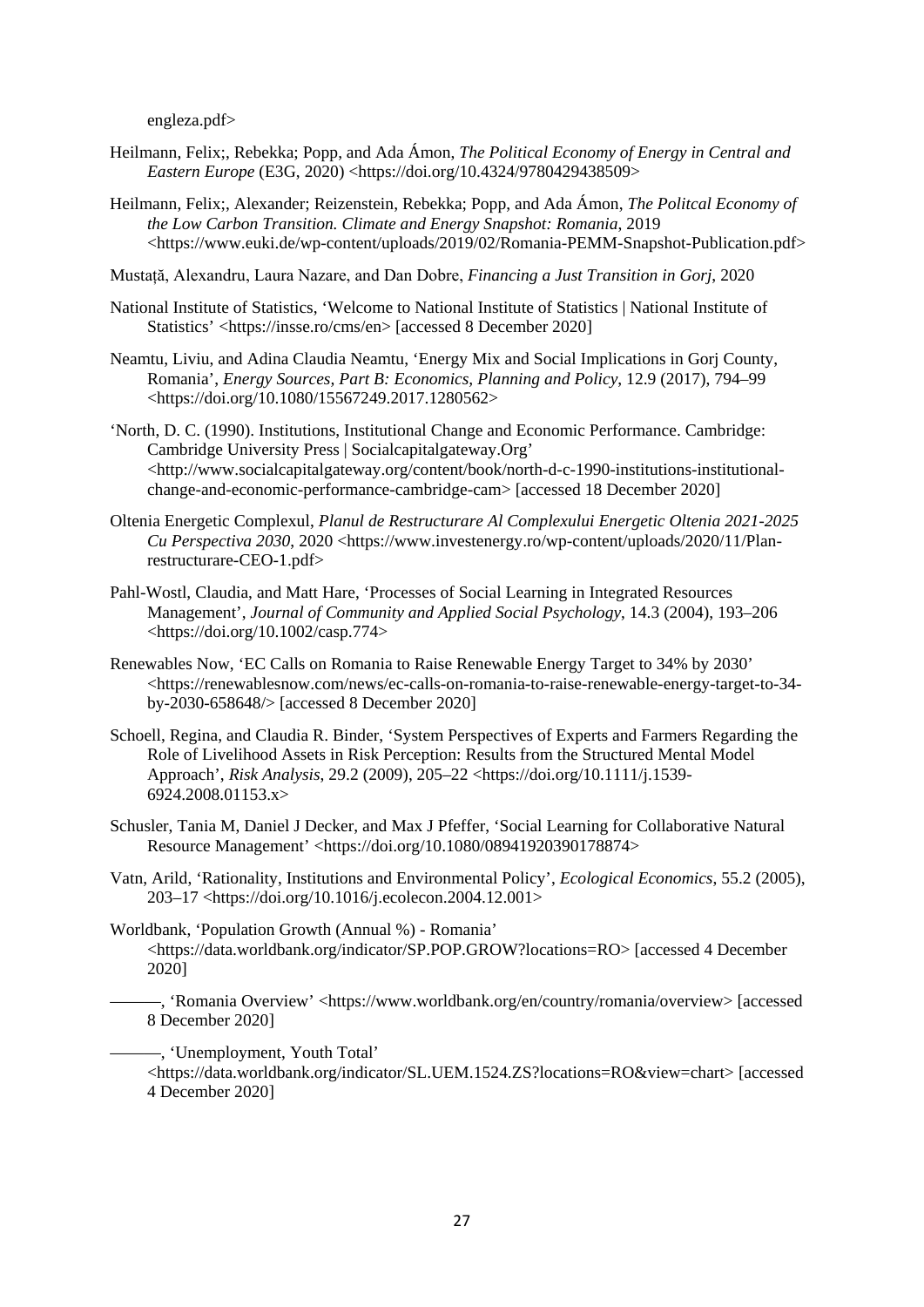engleza.pdf>

Heilmann, Felix;, Rebekka; Popp, and Ada Ámon, *The Political Economy of Energy in Central and Eastern Europe* (E3G, 2020) <https://doi.org/10.4324/9780429438509>

Heilmann, Felix;, Alexander; Reizenstein, Rebekka; Popp, and Ada Ámon, *The Politcal Economy of the Low Carbon Transition. Climate and Energy Snapshot: Romania*, 2019 <https://www.euki.de/wp-content/uploads/2019/02/Romania-PEMM-Snapshot-Publication.pdf>

Mustață, Alexandru, Laura Nazare, and Dan Dobre, *Financing a Just Transition in Gorj*, 2020

National Institute of Statistics, 'Welcome to National Institute of Statistics | National Institute of Statistics' <https://insse.ro/cms/en> [accessed 8 December 2020]

Neamtu, Liviu, and Adina Claudia Neamtu, 'Energy Mix and Social Implications in Gorj County, Romania', *Energy Sources, Part B: Economics, Planning and Policy*, 12.9 (2017), 794–99 <https://doi.org/10.1080/15567249.2017.1280562>

'North, D. C. (1990). Institutions, Institutional Change and Economic Performance. Cambridge: Cambridge University Press | Socialcapitalgateway.Org' <http://www.socialcapitalgateway.org/content/book/north-d-c-1990-institutions-institutional-change-and-economic-performance-cambridge-cam> [accessed 18 December 2020]

Oltenia Energetic Complexul, *Planul de Restructurare Al Complexului Energetic Oltenia 2021-2025 Cu Perspectiva 2030*, 2020 <https://www.investenergy.ro/wp-content/uploads/2020/11/Plan-restructurare-CEO-1.pdf>

Pahl-Wostl, Claudia, and Matt Hare, 'Processes of Social Learning in Integrated Resources Management', *Journal of Community and Applied Social Psychology*, 14.3 (2004), 193–206 <https://doi.org/10.1002/casp.774>

Renewables Now, 'EC Calls on Romania to Raise Renewable Energy Target to 34% by 2030' <https://renewablesnow.com/news/ec-calls-on-romania-to-raise-renewable-energy-target-to-34-by-2030-658648/> [accessed 8 December 2020]

Schoell, Regina, and Claudia R. Binder, 'System Perspectives of Experts and Farmers Regarding the Role of Livelihood Assets in Risk Perception: Results from the Structured Mental Model Approach', *Risk Analysis*, 29.2 (2009), 205–22 <https://doi.org/10.1111/j.1539-6924.2008.01153.x>

Schusler, Tania M, Daniel J Decker, and Max J Pfeffer, 'Social Learning for Collaborative Natural Resource Management' <https://doi.org/10.1080/08941920390178874>

Vatn, Arild, 'Rationality, Institutions and Environmental Policy', *Ecological Economics*, 55.2 (2005), 203–17 <https://doi.org/10.1016/j.ecolecon.2004.12.001>

Worldbank, 'Population Growth (Annual %) - Romania' <https://data.worldbank.org/indicator/SP.POP.GROW?locations=RO> [accessed 4 December 2020]

———, 'Romania Overview' <https://www.worldbank.org/en/country/romania/overview> [accessed 8 December 2020]

———, 'Unemployment, Youth Total' <https://data.worldbank.org/indicator/SL.UEM.1524.ZS?locations=RO&view=chart> [accessed 4 December 2020]